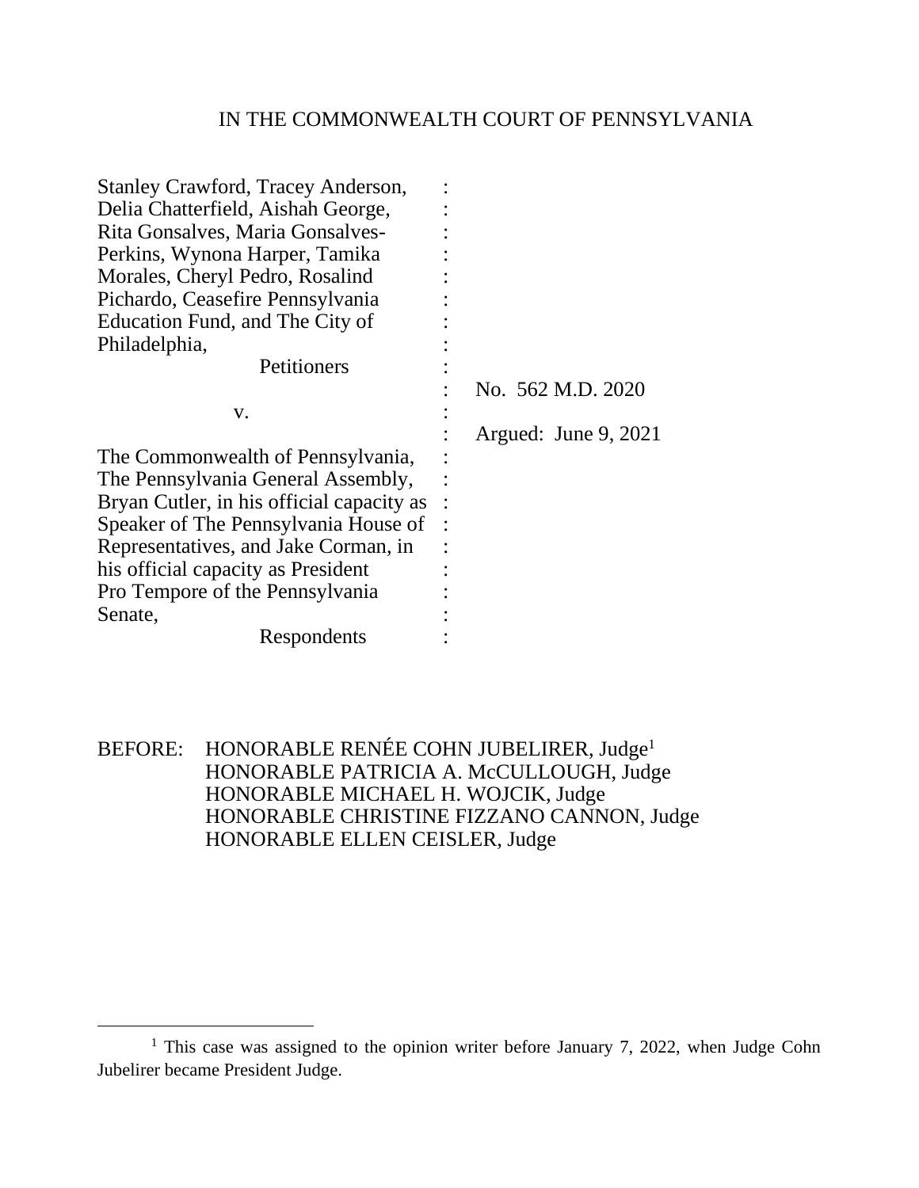IN THE COMMONWEALTH COURT OF PENNSYLVANIA

Stanley Crawford, Tracey Anderson, Delia Chatterfield, Aishah George, Rita Gonsalves, Maria Gonsalves-Perkins, Wynona Harper, Tamika Morales, Cheryl Pedro, Rosalind Pichardo, Ceasefire Pennsylvania Education Fund, and The City of Philadelphia,

Petitioners

v.

The Commonwealth of Pennsylvania, The Pennsylvania General Assembly, Bryan Cutler, in his official capacity as Speaker of The Pennsylvania House of Representatives, and Jake Corman, in his official capacity as President Pro Tempore of the Pennsylvania Senate,

Respondents

No. 562 M.D. 2020

Argued: June 9, 2021

BEFORE: HONORABLE RENÉE COHN JUBELIRER, Judge[1]
HONORABLE PATRICIA A. McCULLOUGH, Judge
HONORABLE MICHAEL H. WOJCIK, Judge
HONORABLE CHRISTINE FIZZANO CANNON, Judge
HONORABLE ELLEN CEISLER, Judge

---

[1] This case was assigned to the opinion writer before January 7, 2022, when Judge Cohn Jubelirer became President Judge.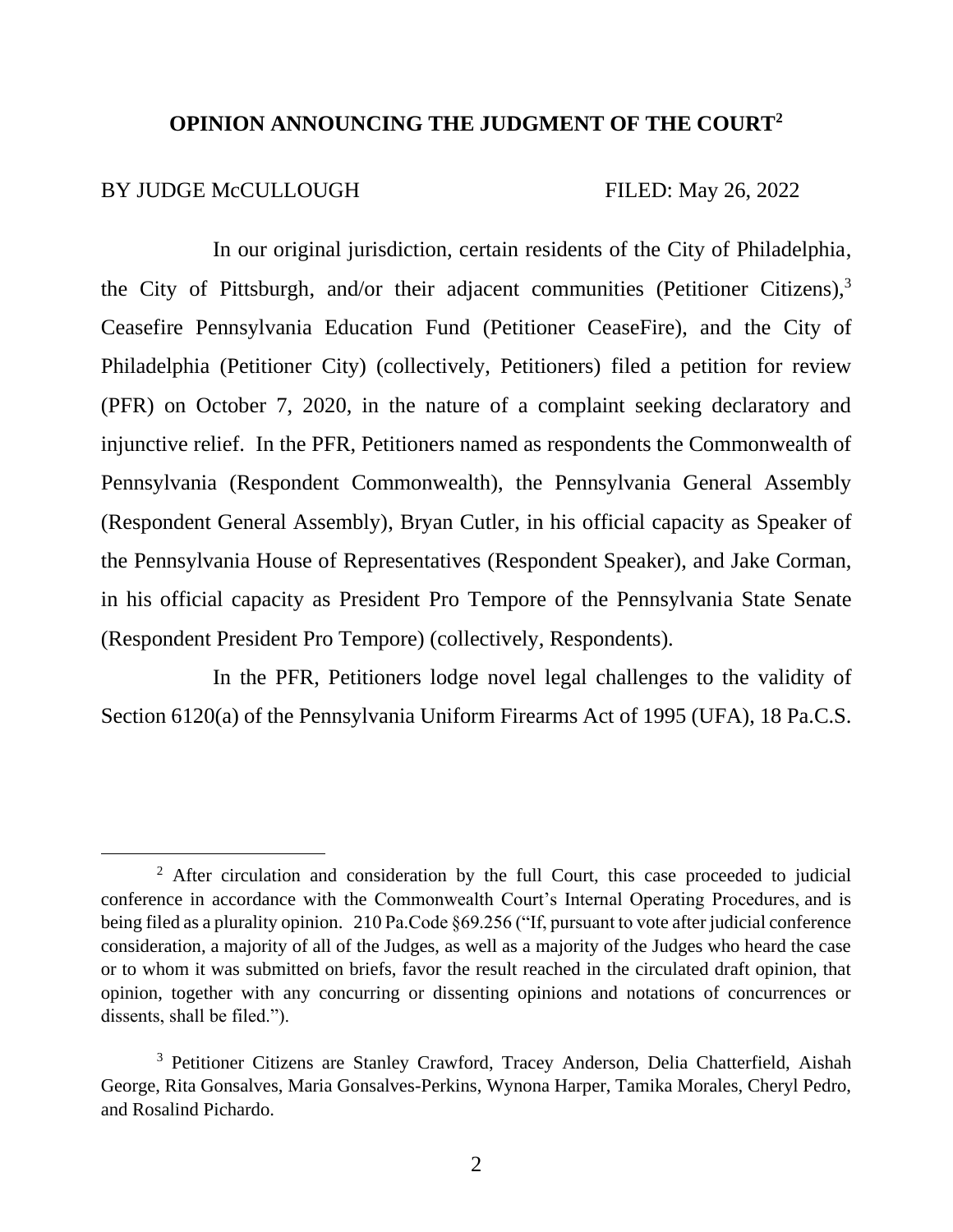## OPINION ANNOUNCING THE JUDGMENT OF THE COURT[2]

BY JUDGE McCULLOUGH FILED: May 26, 2022

In our original jurisdiction, certain residents of the City of Philadelphia, the City of Pittsburgh, and/or their adjacent communities (Petitioner Citizens),[3] Ceasefire Pennsylvania Education Fund (Petitioner CeaseFire), and the City of Philadelphia (Petitioner City) (collectively, Petitioners) filed a petition for review (PFR) on October 7, 2020, in the nature of a complaint seeking declaratory and injunctive relief. In the PFR, Petitioners named as respondents the Commonwealth of Pennsylvania (Respondent Commonwealth), the Pennsylvania General Assembly (Respondent General Assembly), Bryan Cutler, in his official capacity as Speaker of the Pennsylvania House of Representatives (Respondent Speaker), and Jake Corman, in his official capacity as President Pro Tempore of the Pennsylvania State Senate (Respondent President Pro Tempore) (collectively, Respondents).

In the PFR, Petitioners lodge novel legal challenges to the validity of Section 6120(a) of the Pennsylvania Uniform Firearms Act of 1995 (UFA), 18 Pa.C.S.

---

[2] After circulation and consideration by the full Court, this case proceeded to judicial conference in accordance with the Commonwealth Court's Internal Operating Procedures, and is being filed as a plurality opinion. 210 Pa.Code §69.256 ("If, pursuant to vote after judicial conference consideration, a majority of all of the Judges, as well as a majority of the Judges who heard the case or to whom it was submitted on briefs, favor the result reached in the circulated draft opinion, that opinion, together with any concurring or dissenting opinions and notations of concurrences or dissents, shall be filed.").

[3] Petitioner Citizens are Stanley Crawford, Tracey Anderson, Delia Chatterfield, Aishah George, Rita Gonsalves, Maria Gonsalves-Perkins, Wynona Harper, Tamika Morales, Cheryl Pedro, and Rosalind Pichardo.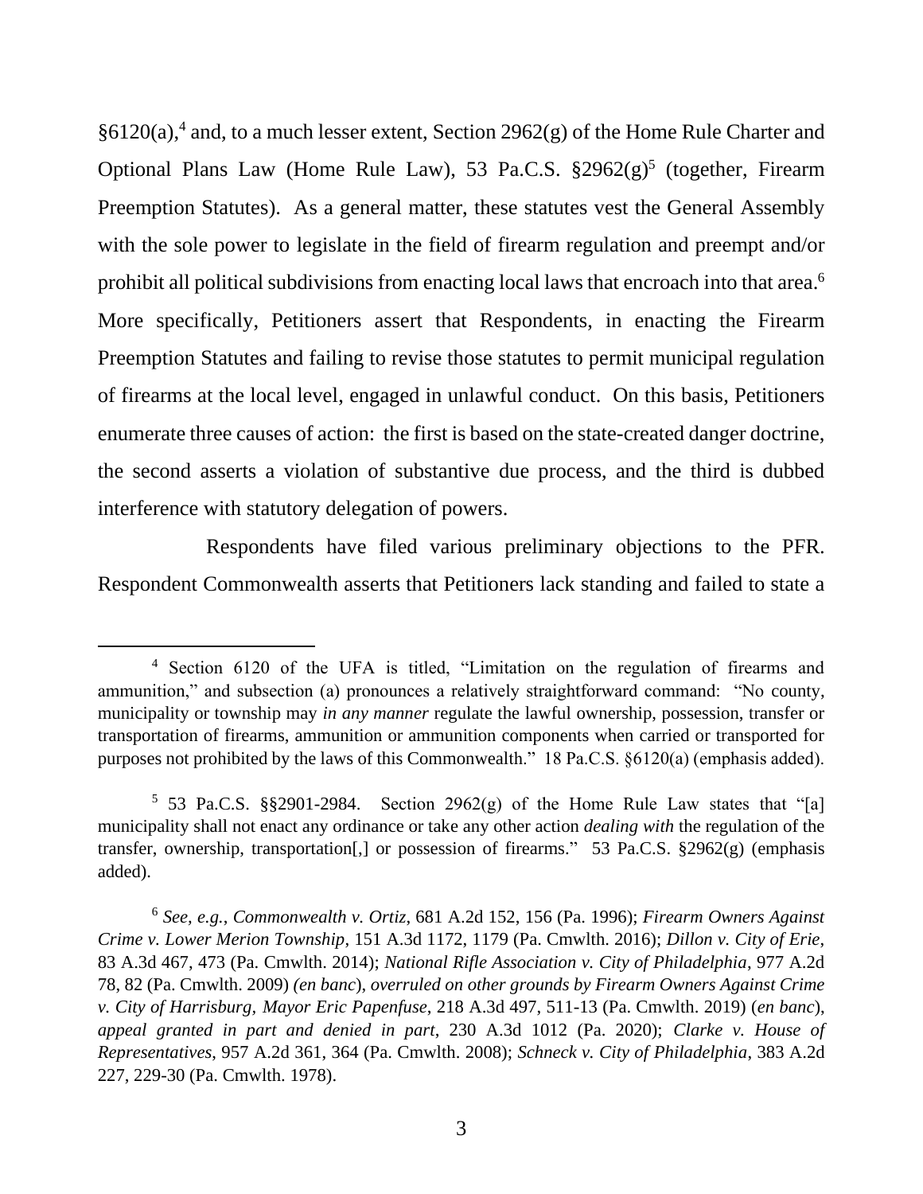§6120(a),[4] and, to a much lesser extent, Section 2962(g) of the Home Rule Charter and Optional Plans Law (Home Rule Law), 53 Pa.C.S. §2962(g)[5] (together, Firearm Preemption Statutes). As a general matter, these statutes vest the General Assembly with the sole power to legislate in the field of firearm regulation and preempt and/or prohibit all political subdivisions from enacting local laws that encroach into that area.[6] More specifically, Petitioners assert that Respondents, in enacting the Firearm Preemption Statutes and failing to revise those statutes to permit municipal regulation of firearms at the local level, engaged in unlawful conduct. On this basis, Petitioners enumerate three causes of action: the first is based on the state-created danger doctrine, the second asserts a violation of substantive due process, and the third is dubbed interference with statutory delegation of powers.

Respondents have filed various preliminary objections to the PFR. Respondent Commonwealth asserts that Petitioners lack standing and failed to state a

---

[4] Section 6120 of the UFA is titled, "Limitation on the regulation of firearms and ammunition," and subsection (a) pronounces a relatively straightforward command: "No county, municipality or township may *in any manner* regulate the lawful ownership, possession, transfer or transportation of firearms, ammunition or ammunition components when carried or transported for purposes not prohibited by the laws of this Commonwealth." 18 Pa.C.S. §6120(a) (emphasis added).

[5] 53 Pa.C.S. §§2901-2984. Section 2962(g) of the Home Rule Law states that "[a] municipality shall not enact any ordinance or take any other action *dealing with* the regulation of the transfer, ownership, transportation[,] or possession of firearms." 53 Pa.C.S. §2962(g) (emphasis added).

[6] *See, e.g.*, *Commonwealth v. Ortiz*, 681 A.2d 152, 156 (Pa. 1996); *Firearm Owners Against Crime v. Lower Merion Township*, 151 A.3d 1172, 1179 (Pa. Cmwlth. 2016); *Dillon v. City of Erie*, 83 A.3d 467, 473 (Pa. Cmwlth. 2014); *National Rifle Association v. City of Philadelphia*, 977 A.2d 78, 82 (Pa. Cmwlth. 2009) *(en banc)*, *overruled on other grounds by Firearm Owners Against Crime v. City of Harrisburg, Mayor Eric Papenfuse*, 218 A.3d 497, 511-13 (Pa. Cmwlth. 2019) (*en banc*), *appeal granted in part and denied in part*, 230 A.3d 1012 (Pa. 2020); *Clarke v. House of Representatives*, 957 A.2d 361, 364 (Pa. Cmwlth. 2008); *Schneck v. City of Philadelphia*, 383 A.2d 227, 229-30 (Pa. Cmwlth. 1978).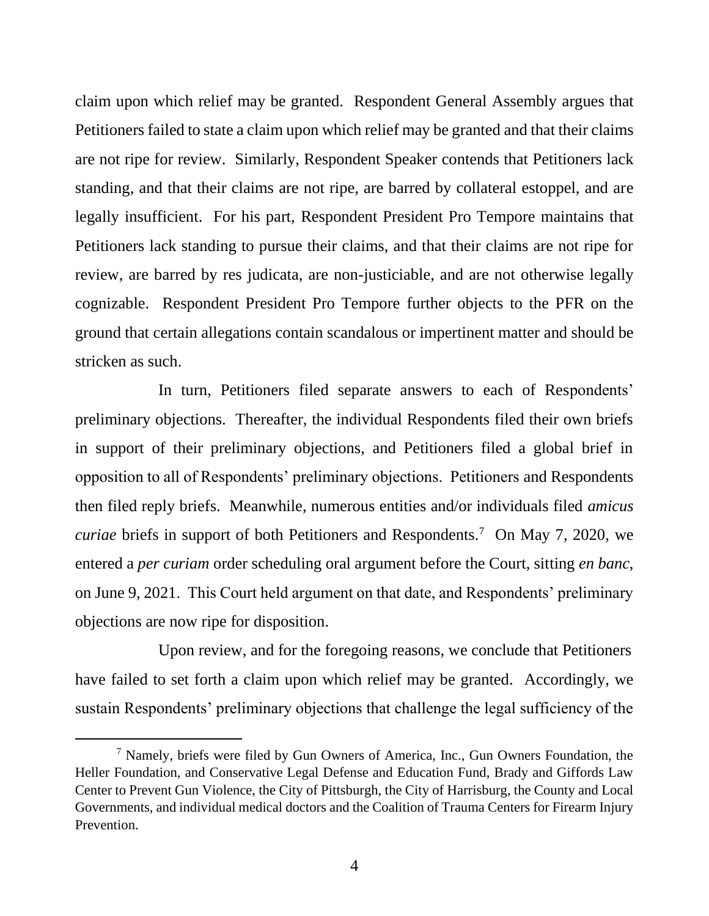claim upon which relief may be granted. Respondent General Assembly argues that Petitioners failed to state a claim upon which relief may be granted and that their claims are not ripe for review. Similarly, Respondent Speaker contends that Petitioners lack standing, and that their claims are not ripe, are barred by collateral estoppel, and are legally insufficient. For his part, Respondent President Pro Tempore maintains that Petitioners lack standing to pursue their claims, and that their claims are not ripe for review, are barred by res judicata, are non-justiciable, and are not otherwise legally cognizable. Respondent President Pro Tempore further objects to the PFR on the ground that certain allegations contain scandalous or impertinent matter and should be stricken as such.

In turn, Petitioners filed separate answers to each of Respondents' preliminary objections. Thereafter, the individual Respondents filed their own briefs in support of their preliminary objections, and Petitioners filed a global brief in opposition to all of Respondents' preliminary objections. Petitioners and Respondents then filed reply briefs. Meanwhile, numerous entities and/or individuals filed *amicus curiae* briefs in support of both Petitioners and Respondents.[7] On May 7, 2020, we entered a *per curiam* order scheduling oral argument before the Court, sitting *en banc*, on June 9, 2021. This Court held argument on that date, and Respondents' preliminary objections are now ripe for disposition.

Upon review, and for the foregoing reasons, we conclude that Petitioners have failed to set forth a claim upon which relief may be granted. Accordingly, we sustain Respondents' preliminary objections that challenge the legal sufficiency of the

[7] Namely, briefs were filed by Gun Owners of America, Inc., Gun Owners Foundation, the Heller Foundation, and Conservative Legal Defense and Education Fund, Brady and Giffords Law Center to Prevent Gun Violence, the City of Pittsburgh, the City of Harrisburg, the County and Local Governments, and individual medical doctors and the Coalition of Trauma Centers for Firearm Injury Prevention.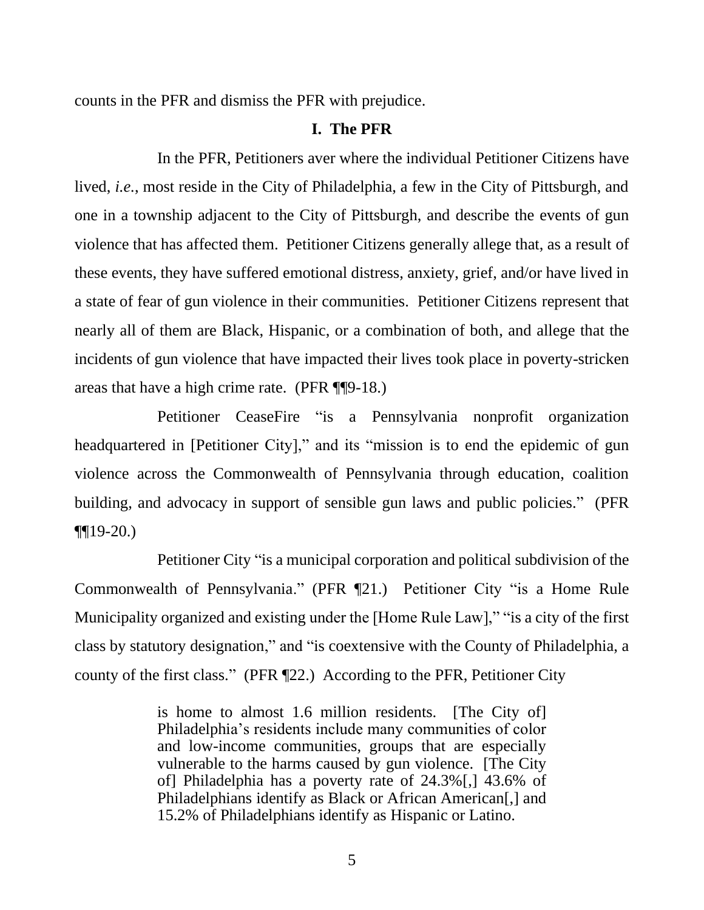counts in the PFR and dismiss the PFR with prejudice.

## I. The PFR

In the PFR, Petitioners aver where the individual Petitioner Citizens have lived, *i.e.*, most reside in the City of Philadelphia, a few in the City of Pittsburgh, and one in a township adjacent to the City of Pittsburgh, and describe the events of gun violence that has affected them. Petitioner Citizens generally allege that, as a result of these events, they have suffered emotional distress, anxiety, grief, and/or have lived in a state of fear of gun violence in their communities. Petitioner Citizens represent that nearly all of them are Black, Hispanic, or a combination of both, and allege that the incidents of gun violence that have impacted their lives took place in poverty-stricken areas that have a high crime rate. (PFR ¶¶9-18.)

Petitioner CeaseFire "is a Pennsylvania nonprofit organization headquartered in [Petitioner City]," and its "mission is to end the epidemic of gun violence across the Commonwealth of Pennsylvania through education, coalition building, and advocacy in support of sensible gun laws and public policies." (PFR ¶¶19-20.)

Petitioner City "is a municipal corporation and political subdivision of the Commonwealth of Pennsylvania." (PFR ¶21.) Petitioner City "is a Home Rule Municipality organized and existing under the [Home Rule Law]," "is a city of the first class by statutory designation," and "is coextensive with the County of Philadelphia, a county of the first class." (PFR ¶22.) According to the PFR, Petitioner City

> is home to almost 1.6 million residents. [The City of] Philadelphia's residents include many communities of color and low-income communities, groups that are especially vulnerable to the harms caused by gun violence. [The City of] Philadelphia has a poverty rate of 24.3%[,] 43.6% of Philadelphians identify as Black or African American[,] and 15.2% of Philadelphians identify as Hispanic or Latino.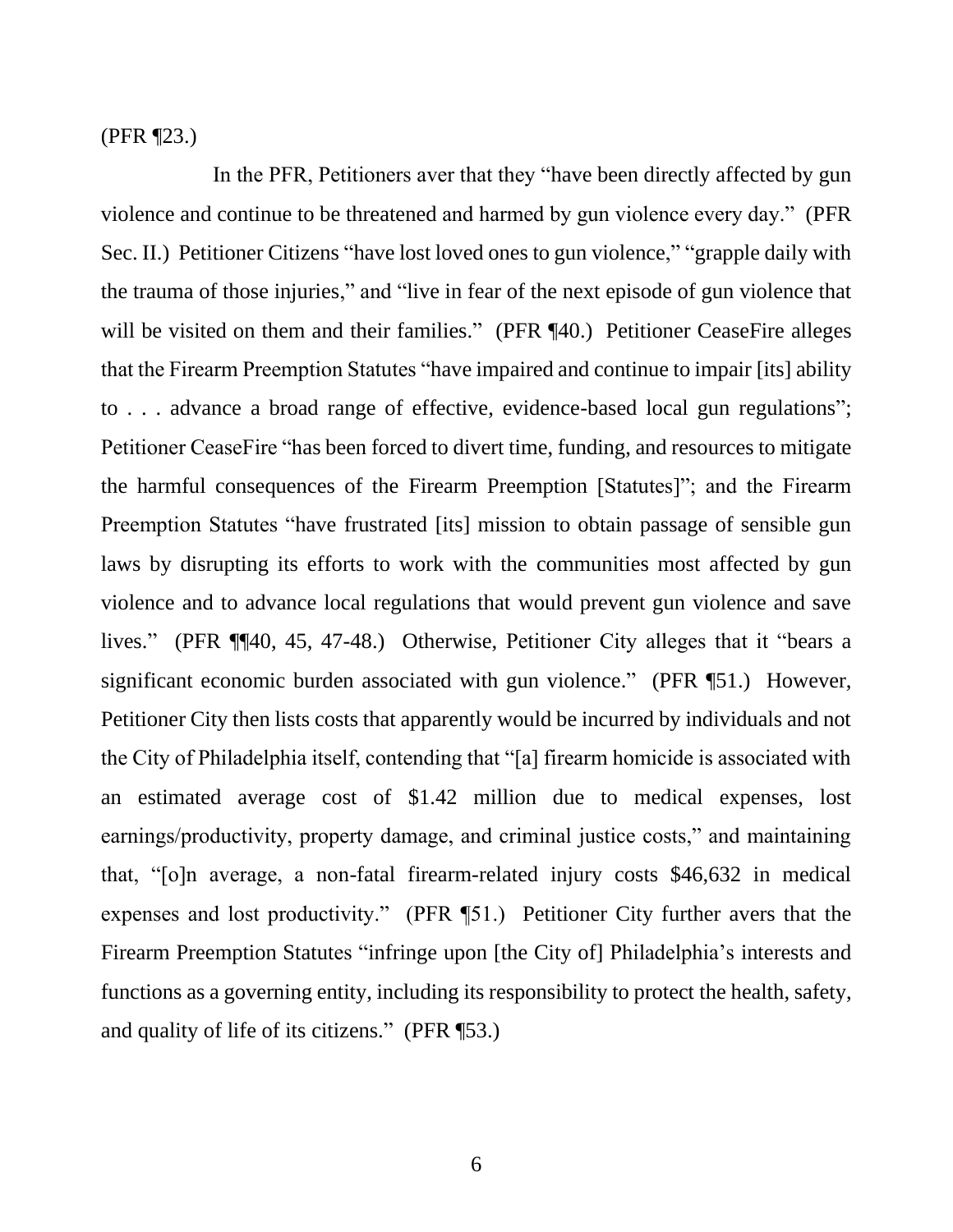(PFR ¶23.)

In the PFR, Petitioners aver that they "have been directly affected by gun violence and continue to be threatened and harmed by gun violence every day." (PFR Sec. II.) Petitioner Citizens "have lost loved ones to gun violence," "grapple daily with the trauma of those injuries," and "live in fear of the next episode of gun violence that will be visited on them and their families." (PFR ¶40.) Petitioner CeaseFire alleges that the Firearm Preemption Statutes "have impaired and continue to impair [its] ability to . . . advance a broad range of effective, evidence-based local gun regulations"; Petitioner CeaseFire "has been forced to divert time, funding, and resources to mitigate the harmful consequences of the Firearm Preemption [Statutes]"; and the Firearm Preemption Statutes "have frustrated [its] mission to obtain passage of sensible gun laws by disrupting its efforts to work with the communities most affected by gun violence and to advance local regulations that would prevent gun violence and save lives." (PFR ¶¶40, 45, 47-48.) Otherwise, Petitioner City alleges that it "bears a significant economic burden associated with gun violence." (PFR ¶51.) However, Petitioner City then lists costs that apparently would be incurred by individuals and not the City of Philadelphia itself, contending that "[a] firearm homicide is associated with an estimated average cost of $1.42 million due to medical expenses, lost earnings/productivity, property damage, and criminal justice costs," and maintaining that, "[o]n average, a non-fatal firearm-related injury costs $46,632 in medical expenses and lost productivity." (PFR ¶51.) Petitioner City further avers that the Firearm Preemption Statutes "infringe upon [the City of] Philadelphia's interests and functions as a governing entity, including its responsibility to protect the health, safety, and quality of life of its citizens." (PFR ¶53.)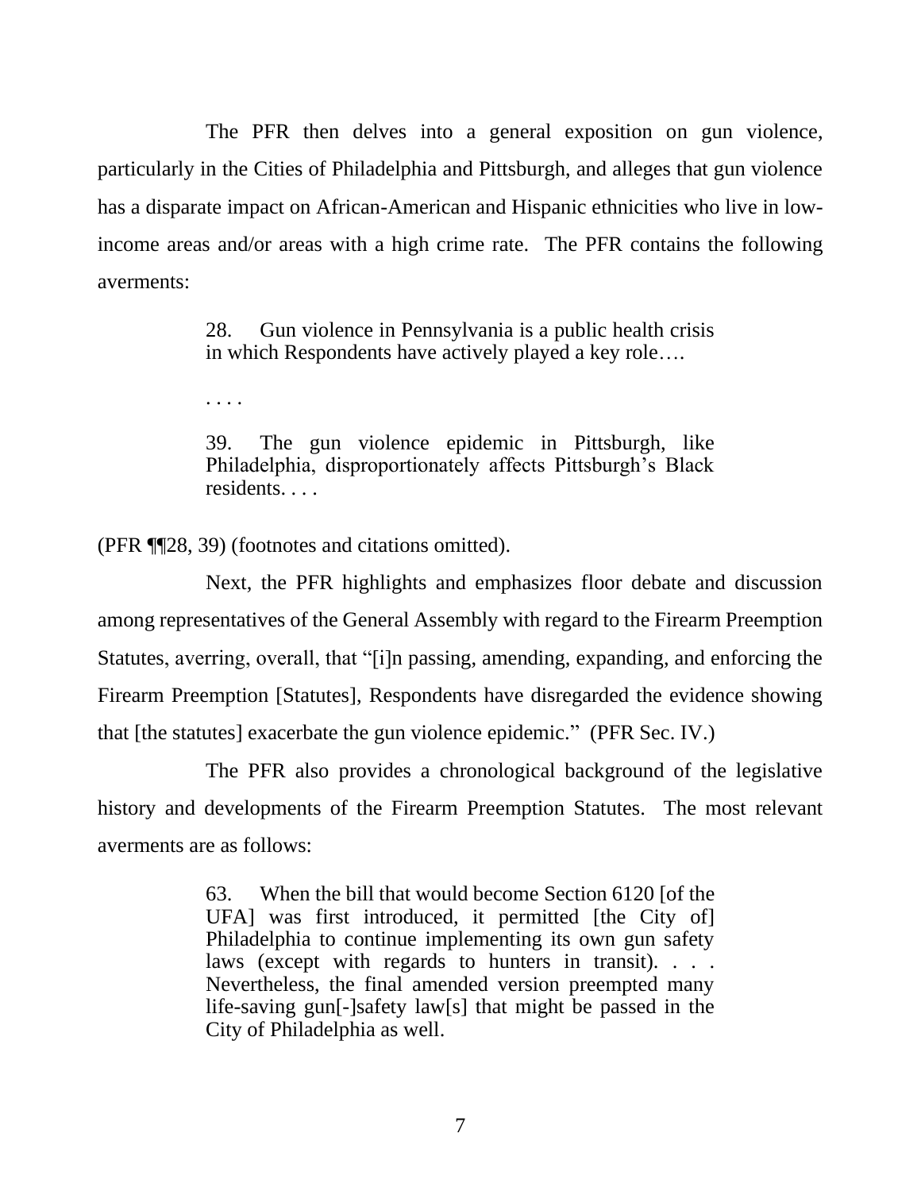The PFR then delves into a general exposition on gun violence, particularly in the Cities of Philadelphia and Pittsburgh, and alleges that gun violence has a disparate impact on African-American and Hispanic ethnicities who live in low-income areas and/or areas with a high crime rate. The PFR contains the following averments:

> 28. Gun violence in Pennsylvania is a public health crisis in which Respondents have actively played a key role….
>
> . . . .
>
> 39. The gun violence epidemic in Pittsburgh, like Philadelphia, disproportionately affects Pittsburgh's Black residents. . . .

(PFR ¶¶28, 39) (footnotes and citations omitted).

Next, the PFR highlights and emphasizes floor debate and discussion among representatives of the General Assembly with regard to the Firearm Preemption Statutes, averring, overall, that "[i]n passing, amending, expanding, and enforcing the Firearm Preemption [Statutes], Respondents have disregarded the evidence showing that [the statutes] exacerbate the gun violence epidemic." (PFR Sec. IV.)

The PFR also provides a chronological background of the legislative history and developments of the Firearm Preemption Statutes. The most relevant averments are as follows:

> 63. When the bill that would become Section 6120 [of the UFA] was first introduced, it permitted [the City of] Philadelphia to continue implementing its own gun safety laws (except with regards to hunters in transit). . . . Nevertheless, the final amended version preempted many life-saving gun[-]safety law[s] that might be passed in the City of Philadelphia as well.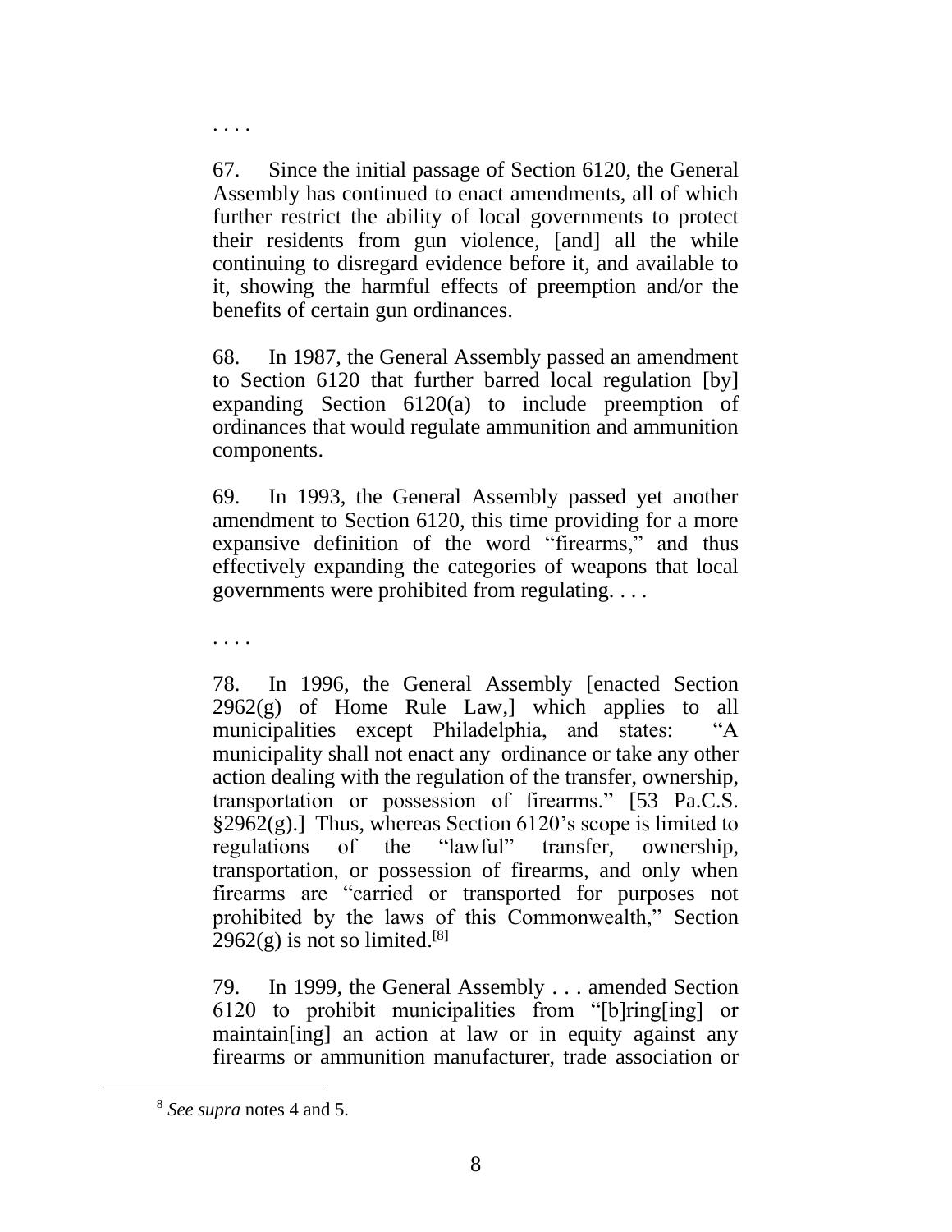. . . .

67. Since the initial passage of Section 6120, the General Assembly has continued to enact amendments, all of which further restrict the ability of local governments to protect their residents from gun violence, [and] all the while continuing to disregard evidence before it, and available to it, showing the harmful effects of preemption and/or the benefits of certain gun ordinances.

68. In 1987, the General Assembly passed an amendment to Section 6120 that further barred local regulation [by] expanding Section 6120(a) to include preemption of ordinances that would regulate ammunition and ammunition components.

69. In 1993, the General Assembly passed yet another amendment to Section 6120, this time providing for a more expansive definition of the word "firearms," and thus effectively expanding the categories of weapons that local governments were prohibited from regulating. . . .

. . . .

78. In 1996, the General Assembly [enacted Section 2962(g) of Home Rule Law,] which applies to all municipalities except Philadelphia, and states: "A municipality shall not enact any ordinance or take any other action dealing with the regulation of the transfer, ownership, transportation or possession of firearms." [53 Pa.C.S. §2962(g).] Thus, whereas Section 6120's scope is limited to regulations of the "lawful" transfer, ownership, transportation, or possession of firearms, and only when firearms are "carried or transported for purposes not prohibited by the laws of this Commonwealth," Section 2962(g) is not so limited.[8]

79. In 1999, the General Assembly . . . amended Section 6120 to prohibit municipalities from "[b]ring[ing] or maintain[ing] an action at law or in equity against any firearms or ammunition manufacturer, trade association or

---

[8] *See supra* notes 4 and 5.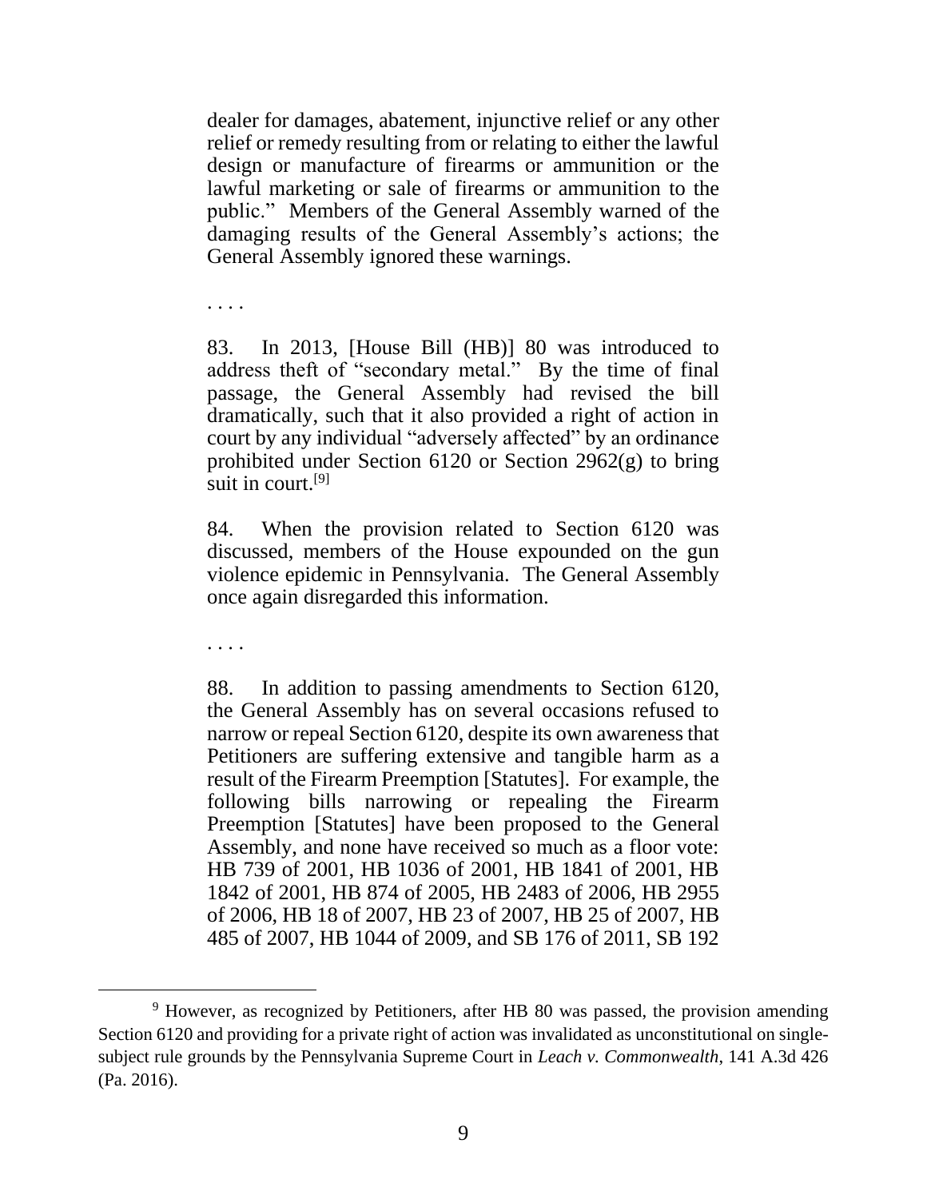dealer for damages, abatement, injunctive relief or any other relief or remedy resulting from or relating to either the lawful design or manufacture of firearms or ammunition or the lawful marketing or sale of firearms or ammunition to the public." Members of the General Assembly warned of the damaging results of the General Assembly's actions; the General Assembly ignored these warnings.

. . . .

83. In 2013, [House Bill (HB)] 80 was introduced to address theft of "secondary metal." By the time of final passage, the General Assembly had revised the bill dramatically, such that it also provided a right of action in court by any individual "adversely affected" by an ordinance prohibited under Section 6120 or Section 2962(g) to bring suit in court.[9]

84. When the provision related to Section 6120 was discussed, members of the House expounded on the gun violence epidemic in Pennsylvania. The General Assembly once again disregarded this information.

. . . .

88. In addition to passing amendments to Section 6120, the General Assembly has on several occasions refused to narrow or repeal Section 6120, despite its own awareness that Petitioners are suffering extensive and tangible harm as a result of the Firearm Preemption [Statutes]. For example, the following bills narrowing or repealing the Firearm Preemption [Statutes] have been proposed to the General Assembly, and none have received so much as a floor vote: HB 739 of 2001, HB 1036 of 2001, HB 1841 of 2001, HB 1842 of 2001, HB 874 of 2005, HB 2483 of 2006, HB 2955 of 2006, HB 18 of 2007, HB 23 of 2007, HB 25 of 2007, HB 485 of 2007, HB 1044 of 2009, and SB 176 of 2011, SB 192

---

[9] However, as recognized by Petitioners, after HB 80 was passed, the provision amending Section 6120 and providing for a private right of action was invalidated as unconstitutional on single-subject rule grounds by the Pennsylvania Supreme Court in *Leach v. Commonwealth*, 141 A.3d 426 (Pa. 2016).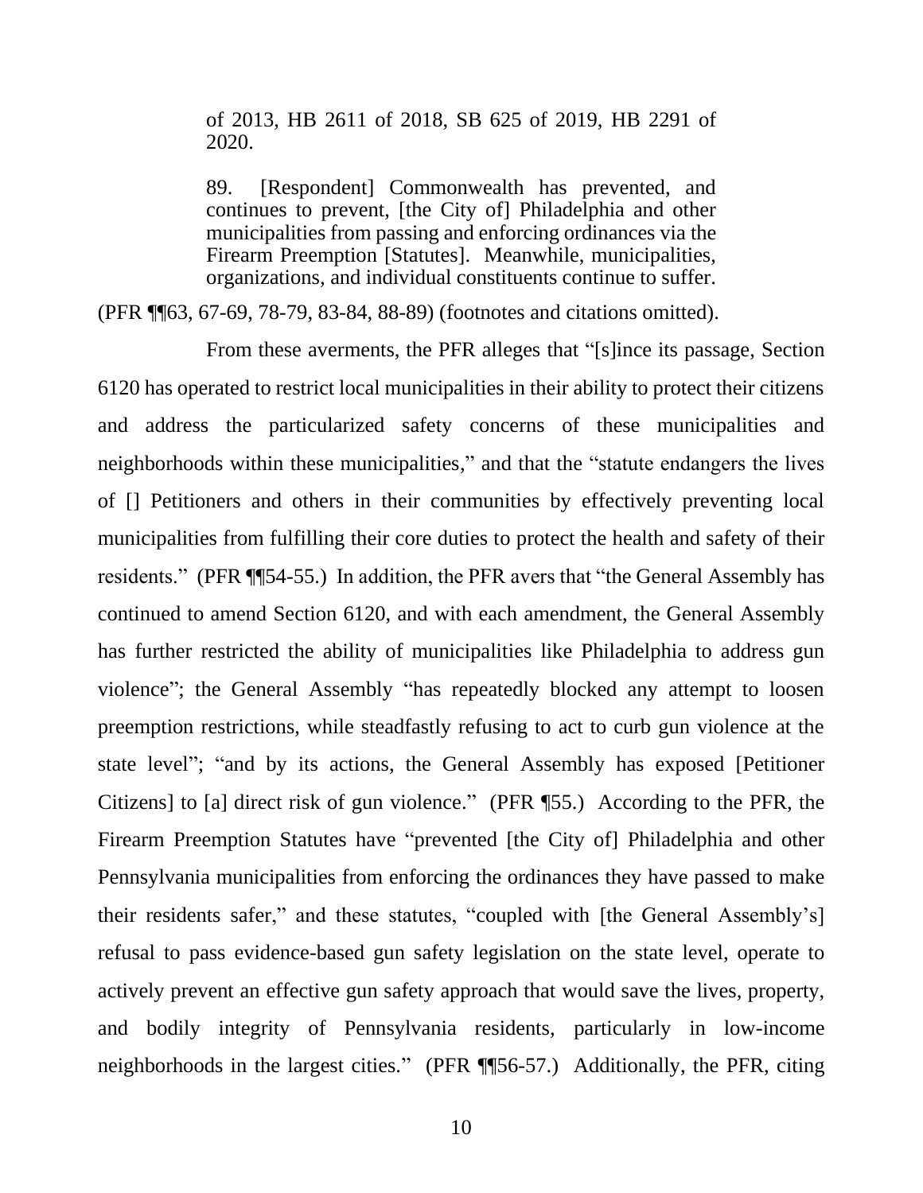> of 2013, HB 2611 of 2018, SB 625 of 2019, HB 2291 of 2020.
>
> 89. [Respondent] Commonwealth has prevented, and continues to prevent, [the City of] Philadelphia and other municipalities from passing and enforcing ordinances via the Firearm Preemption [Statutes]. Meanwhile, municipalities, organizations, and individual constituents continue to suffer.

(PFR ¶¶63, 67-69, 78-79, 83-84, 88-89) (footnotes and citations omitted).

From these averments, the PFR alleges that "[s]ince its passage, Section 6120 has operated to restrict local municipalities in their ability to protect their citizens and address the particularized safety concerns of these municipalities and neighborhoods within these municipalities," and that the "statute endangers the lives of [] Petitioners and others in their communities by effectively preventing local municipalities from fulfilling their core duties to protect the health and safety of their residents." (PFR ¶¶54-55.) In addition, the PFR avers that "the General Assembly has continued to amend Section 6120, and with each amendment, the General Assembly has further restricted the ability of municipalities like Philadelphia to address gun violence"; the General Assembly "has repeatedly blocked any attempt to loosen preemption restrictions, while steadfastly refusing to act to curb gun violence at the state level"; "and by its actions, the General Assembly has exposed [Petitioner Citizens] to [a] direct risk of gun violence." (PFR ¶55.) According to the PFR, the Firearm Preemption Statutes have "prevented [the City of] Philadelphia and other Pennsylvania municipalities from enforcing the ordinances they have passed to make their residents safer," and these statutes, "coupled with [the General Assembly's] refusal to pass evidence-based gun safety legislation on the state level, operate to actively prevent an effective gun safety approach that would save the lives, property, and bodily integrity of Pennsylvania residents, particularly in low-income neighborhoods in the largest cities." (PFR ¶¶56-57.) Additionally, the PFR, citing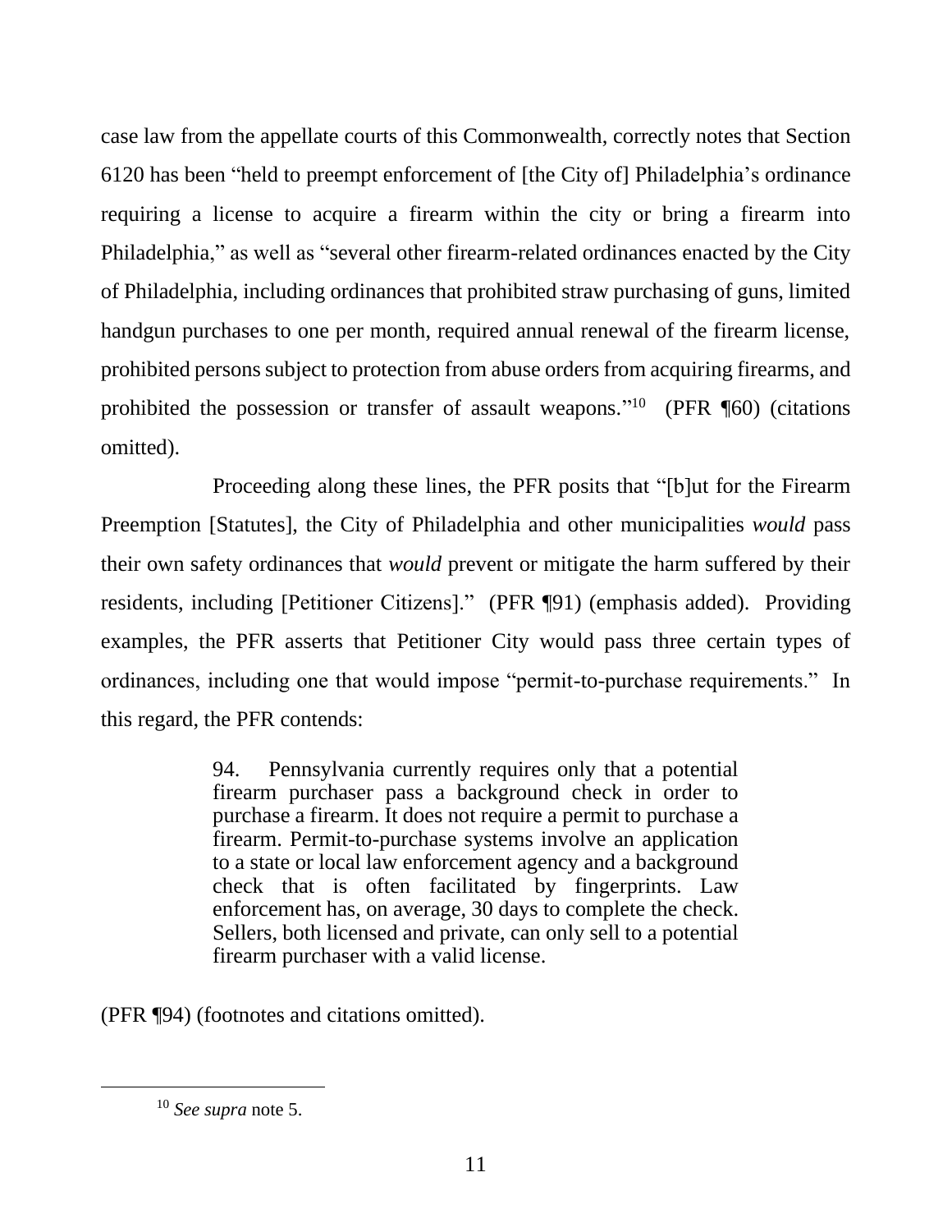case law from the appellate courts of this Commonwealth, correctly notes that Section 6120 has been "held to preempt enforcement of [the City of] Philadelphia's ordinance requiring a license to acquire a firearm within the city or bring a firearm into Philadelphia," as well as "several other firearm-related ordinances enacted by the City of Philadelphia, including ordinances that prohibited straw purchasing of guns, limited handgun purchases to one per month, required annual renewal of the firearm license, prohibited persons subject to protection from abuse orders from acquiring firearms, and prohibited the possession or transfer of assault weapons."[10] (PFR ¶60) (citations omitted).

Proceeding along these lines, the PFR posits that "[b]ut for the Firearm Preemption [Statutes], the City of Philadelphia and other municipalities *would* pass their own safety ordinances that *would* prevent or mitigate the harm suffered by their residents, including [Petitioner Citizens]." (PFR ¶91) (emphasis added). Providing examples, the PFR asserts that Petitioner City would pass three certain types of ordinances, including one that would impose "permit-to-purchase requirements." In this regard, the PFR contends:

> 94. Pennsylvania currently requires only that a potential firearm purchaser pass a background check in order to purchase a firearm. It does not require a permit to purchase a firearm. Permit-to-purchase systems involve an application to a state or local law enforcement agency and a background check that is often facilitated by fingerprints. Law enforcement has, on average, 30 days to complete the check. Sellers, both licensed and private, can only sell to a potential firearm purchaser with a valid license.

(PFR ¶94) (footnotes and citations omitted).

---

[10] *See supra* note 5.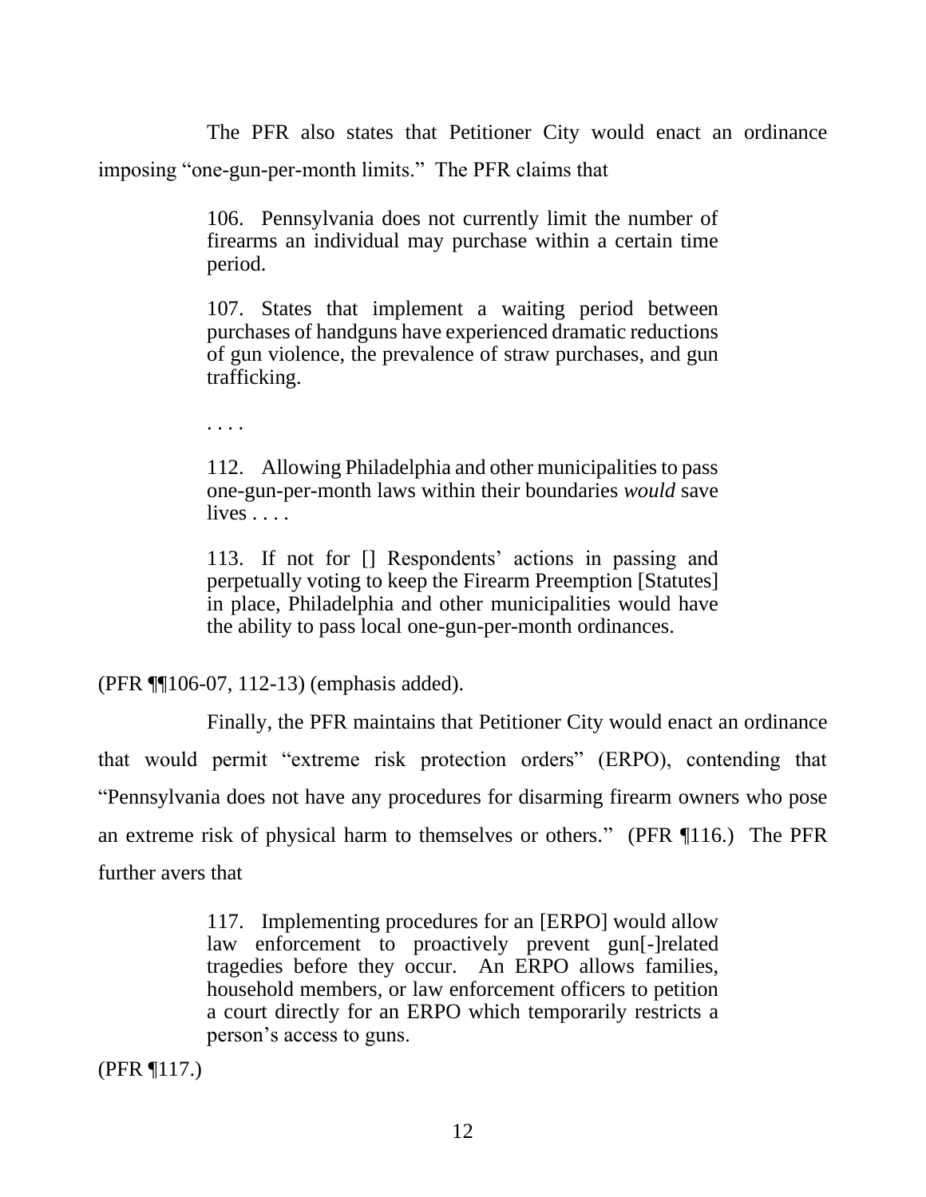The PFR also states that Petitioner City would enact an ordinance imposing "one-gun-per-month limits." The PFR claims that

> 106. Pennsylvania does not currently limit the number of firearms an individual may purchase within a certain time period.
>
> 107. States that implement a waiting period between purchases of handguns have experienced dramatic reductions of gun violence, the prevalence of straw purchases, and gun trafficking.
>
> . . . .
>
> 112. Allowing Philadelphia and other municipalities to pass one-gun-per-month laws within their boundaries *would* save lives . . . .
>
> 113. If not for [] Respondents' actions in passing and perpetually voting to keep the Firearm Preemption [Statutes] in place, Philadelphia and other municipalities would have the ability to pass local one-gun-per-month ordinances.

(PFR ¶¶106-07, 112-13) (emphasis added).

Finally, the PFR maintains that Petitioner City would enact an ordinance that would permit "extreme risk protection orders" (ERPO), contending that "Pennsylvania does not have any procedures for disarming firearm owners who pose an extreme risk of physical harm to themselves or others." (PFR ¶116.) The PFR further avers that

> 117. Implementing procedures for an [ERPO] would allow law enforcement to proactively prevent gun[-]related tragedies before they occur. An ERPO allows families, household members, or law enforcement officers to petition a court directly for an ERPO which temporarily restricts a person's access to guns.

(PFR ¶117.)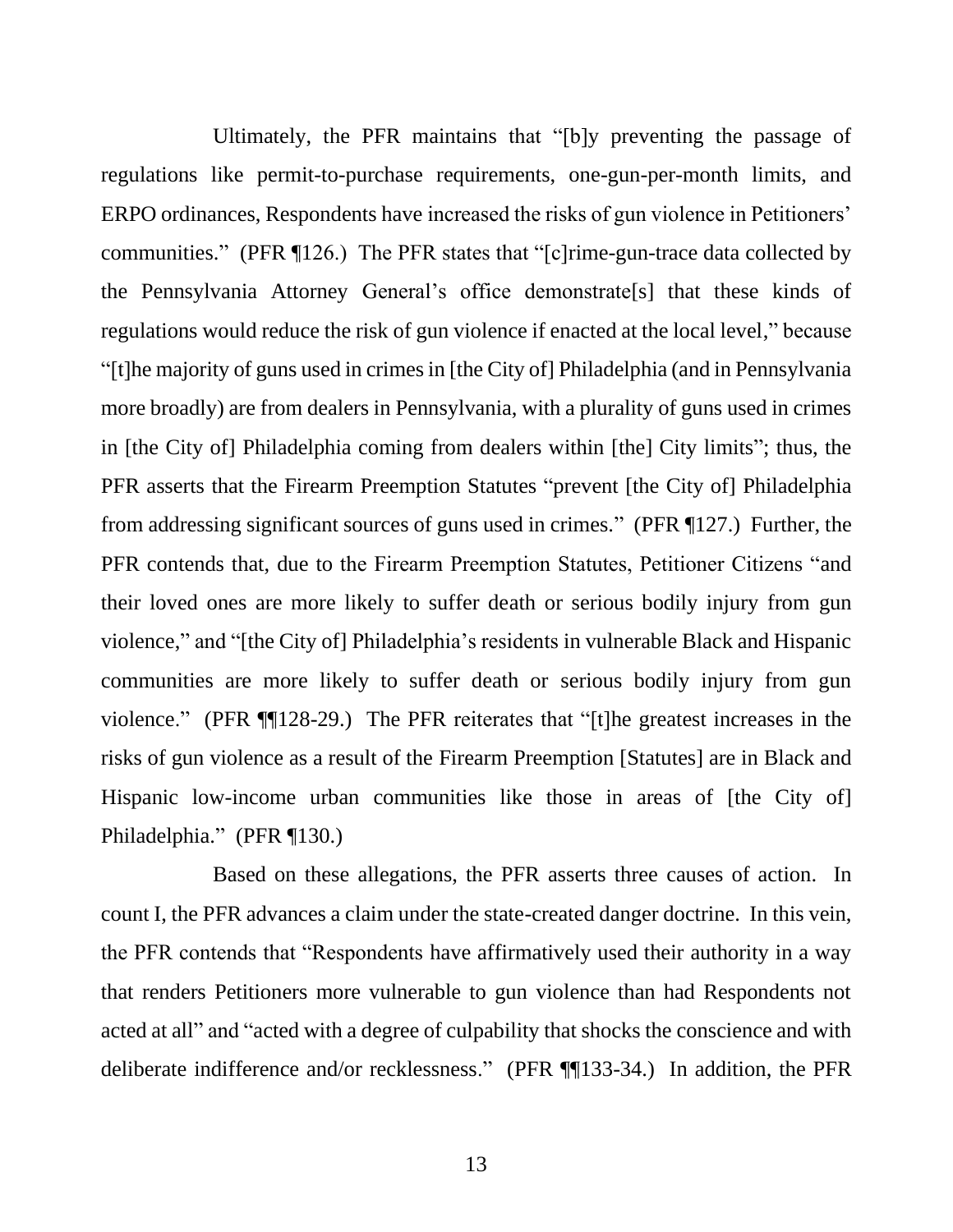Ultimately, the PFR maintains that "[b]y preventing the passage of regulations like permit-to-purchase requirements, one-gun-per-month limits, and ERPO ordinances, Respondents have increased the risks of gun violence in Petitioners' communities." (PFR ¶126.) The PFR states that "[c]rime-gun-trace data collected by the Pennsylvania Attorney General's office demonstrate[s] that these kinds of regulations would reduce the risk of gun violence if enacted at the local level," because "[t]he majority of guns used in crimes in [the City of] Philadelphia (and in Pennsylvania more broadly) are from dealers in Pennsylvania, with a plurality of guns used in crimes in [the City of] Philadelphia coming from dealers within [the] City limits"; thus, the PFR asserts that the Firearm Preemption Statutes "prevent [the City of] Philadelphia from addressing significant sources of guns used in crimes." (PFR ¶127.) Further, the PFR contends that, due to the Firearm Preemption Statutes, Petitioner Citizens "and their loved ones are more likely to suffer death or serious bodily injury from gun violence," and "[the City of] Philadelphia's residents in vulnerable Black and Hispanic communities are more likely to suffer death or serious bodily injury from gun violence." (PFR ¶¶128-29.) The PFR reiterates that "[t]he greatest increases in the risks of gun violence as a result of the Firearm Preemption [Statutes] are in Black and Hispanic low-income urban communities like those in areas of [the City of] Philadelphia." (PFR ¶130.)

Based on these allegations, the PFR asserts three causes of action. In count I, the PFR advances a claim under the state-created danger doctrine. In this vein, the PFR contends that "Respondents have affirmatively used their authority in a way that renders Petitioners more vulnerable to gun violence than had Respondents not acted at all" and "acted with a degree of culpability that shocks the conscience and with deliberate indifference and/or recklessness." (PFR ¶¶133-34.) In addition, the PFR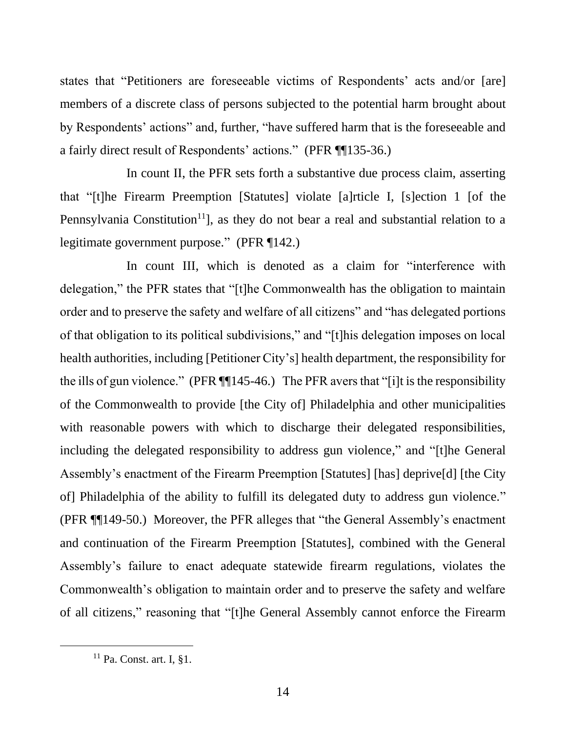states that "Petitioners are foreseeable victims of Respondents' acts and/or [are] members of a discrete class of persons subjected to the potential harm brought about by Respondents' actions" and, further, "have suffered harm that is the foreseeable and a fairly direct result of Respondents' actions." (PFR ¶¶135-36.)

In count II, the PFR sets forth a substantive due process claim, asserting that "[t]he Firearm Preemption [Statutes] violate [a]rticle I, [s]ection 1 [of the Pennsylvania Constitution[11]], as they do not bear a real and substantial relation to a legitimate government purpose." (PFR ¶142.)

In count III, which is denoted as a claim for "interference with delegation," the PFR states that "[t]he Commonwealth has the obligation to maintain order and to preserve the safety and welfare of all citizens" and "has delegated portions of that obligation to its political subdivisions," and "[t]his delegation imposes on local health authorities, including [Petitioner City's] health department, the responsibility for the ills of gun violence." (PFR ¶¶145-46.) The PFR avers that "[i]t is the responsibility of the Commonwealth to provide [the City of] Philadelphia and other municipalities with reasonable powers with which to discharge their delegated responsibilities, including the delegated responsibility to address gun violence," and "[t]he General Assembly's enactment of the Firearm Preemption [Statutes] [has] deprive[d] [the City of] Philadelphia of the ability to fulfill its delegated duty to address gun violence." (PFR ¶¶149-50.) Moreover, the PFR alleges that "the General Assembly's enactment and continuation of the Firearm Preemption [Statutes], combined with the General Assembly's failure to enact adequate statewide firearm regulations, violates the Commonwealth's obligation to maintain order and to preserve the safety and welfare of all citizens," reasoning that "[t]he General Assembly cannot enforce the Firearm

[11] Pa. Const. art. I, §1.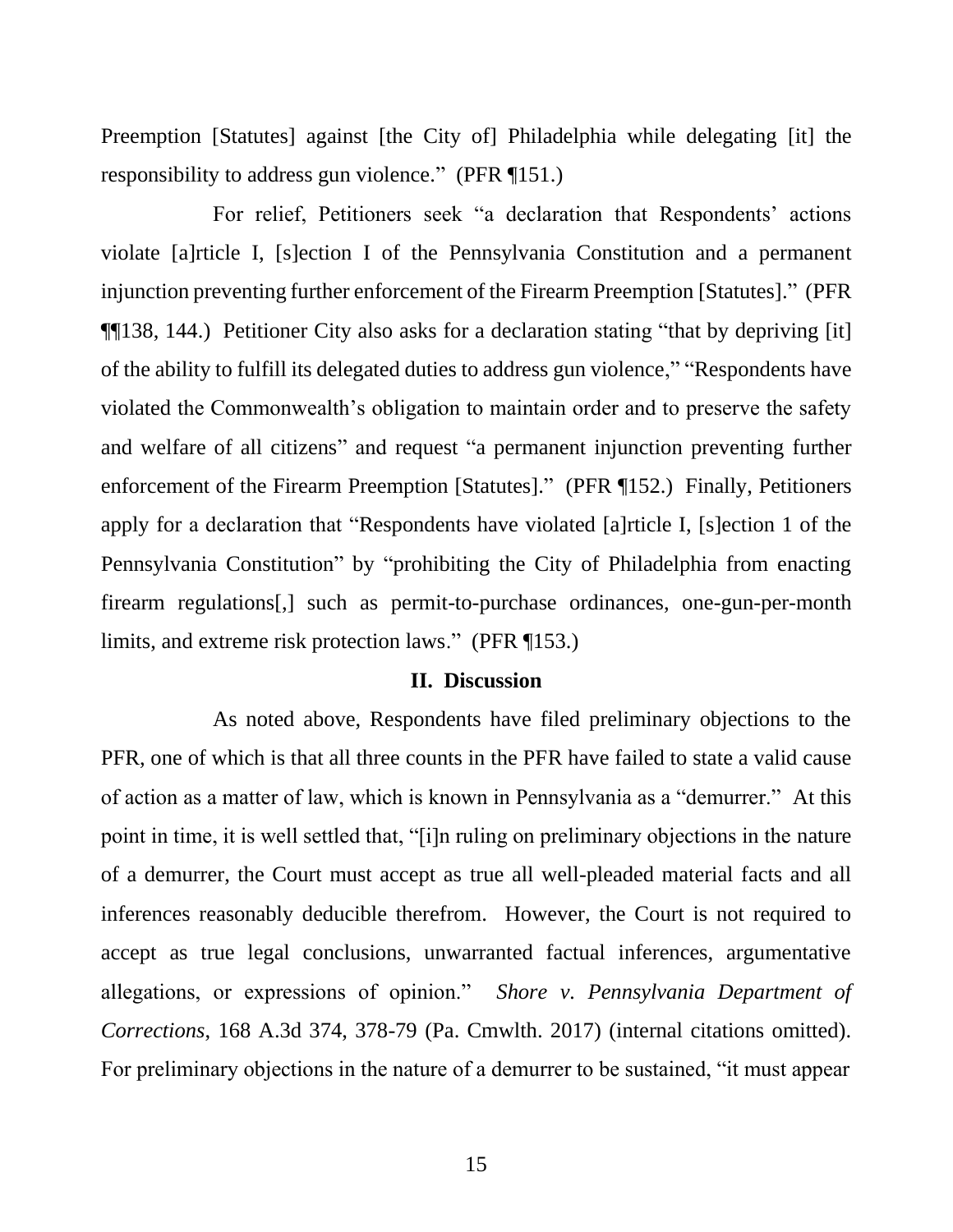Preemption [Statutes] against [the City of] Philadelphia while delegating [it] the responsibility to address gun violence." (PFR ¶151.)

For relief, Petitioners seek "a declaration that Respondents' actions violate [a]rticle I, [s]ection I of the Pennsylvania Constitution and a permanent injunction preventing further enforcement of the Firearm Preemption [Statutes]." (PFR ¶¶138, 144.) Petitioner City also asks for a declaration stating "that by depriving [it] of the ability to fulfill its delegated duties to address gun violence," "Respondents have violated the Commonwealth's obligation to maintain order and to preserve the safety and welfare of all citizens" and request "a permanent injunction preventing further enforcement of the Firearm Preemption [Statutes]." (PFR ¶152.) Finally, Petitioners apply for a declaration that "Respondents have violated [a]rticle I, [s]ection 1 of the Pennsylvania Constitution" by "prohibiting the City of Philadelphia from enacting firearm regulations[,] such as permit-to-purchase ordinances, one-gun-per-month limits, and extreme risk protection laws." (PFR ¶153.)

## II. Discussion

As noted above, Respondents have filed preliminary objections to the PFR, one of which is that all three counts in the PFR have failed to state a valid cause of action as a matter of law, which is known in Pennsylvania as a "demurrer." At this point in time, it is well settled that, "[i]n ruling on preliminary objections in the nature of a demurrer, the Court must accept as true all well-pleaded material facts and all inferences reasonably deducible therefrom. However, the Court is not required to accept as true legal conclusions, unwarranted factual inferences, argumentative allegations, or expressions of opinion." *Shore v. Pennsylvania Department of Corrections*, 168 A.3d 374, 378-79 (Pa. Cmwlth. 2017) (internal citations omitted). For preliminary objections in the nature of a demurrer to be sustained, "it must appear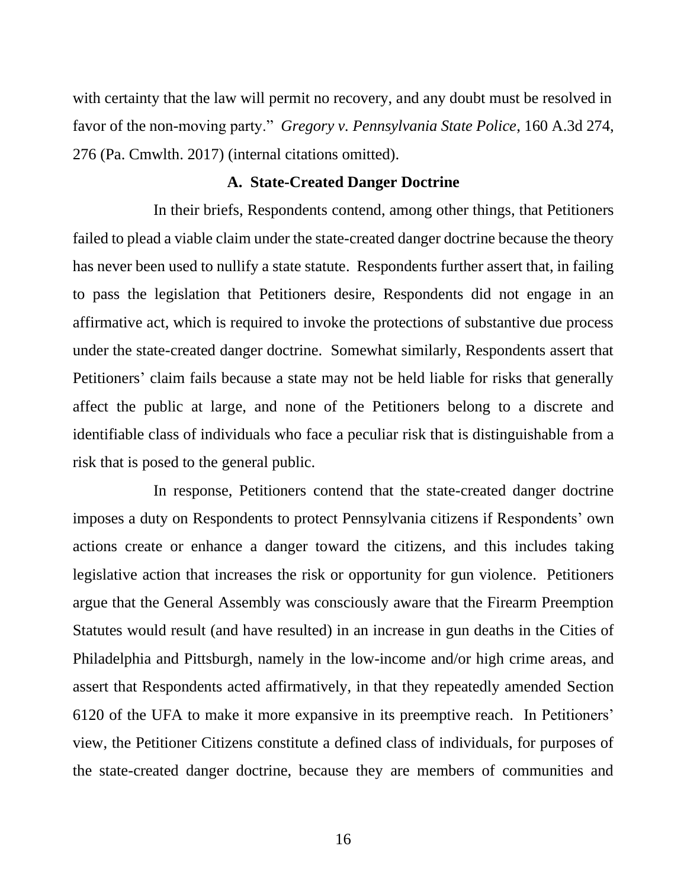with certainty that the law will permit no recovery, and any doubt must be resolved in favor of the non-moving party." *Gregory v. Pennsylvania State Police*, 160 A.3d 274, 276 (Pa. Cmwlth. 2017) (internal citations omitted).

**A. State-Created Danger Doctrine**

In their briefs, Respondents contend, among other things, that Petitioners failed to plead a viable claim under the state-created danger doctrine because the theory has never been used to nullify a state statute. Respondents further assert that, in failing to pass the legislation that Petitioners desire, Respondents did not engage in an affirmative act, which is required to invoke the protections of substantive due process under the state-created danger doctrine. Somewhat similarly, Respondents assert that Petitioners' claim fails because a state may not be held liable for risks that generally affect the public at large, and none of the Petitioners belong to a discrete and identifiable class of individuals who face a peculiar risk that is distinguishable from a risk that is posed to the general public.

In response, Petitioners contend that the state-created danger doctrine imposes a duty on Respondents to protect Pennsylvania citizens if Respondents' own actions create or enhance a danger toward the citizens, and this includes taking legislative action that increases the risk or opportunity for gun violence. Petitioners argue that the General Assembly was consciously aware that the Firearm Preemption Statutes would result (and have resulted) in an increase in gun deaths in the Cities of Philadelphia and Pittsburgh, namely in the low-income and/or high crime areas, and assert that Respondents acted affirmatively, in that they repeatedly amended Section 6120 of the UFA to make it more expansive in its preemptive reach. In Petitioners' view, the Petitioner Citizens constitute a defined class of individuals, for purposes of the state-created danger doctrine, because they are members of communities and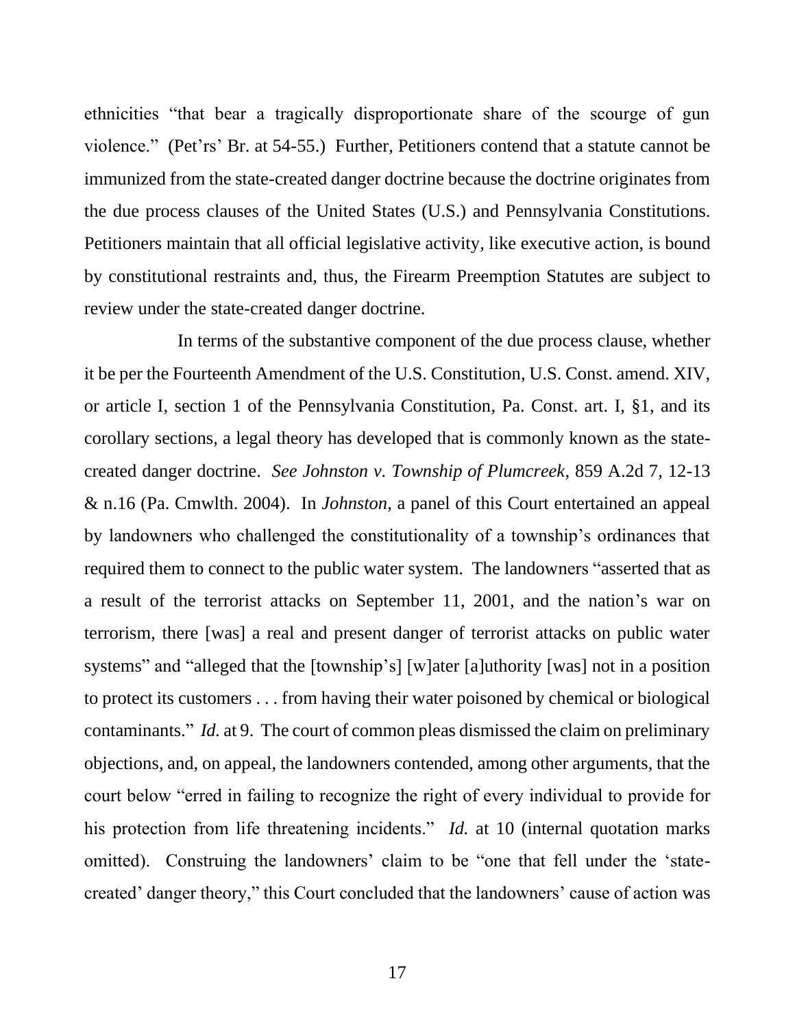ethnicities "that bear a tragically disproportionate share of the scourge of gun violence." (Pet'rs' Br. at 54-55.) Further, Petitioners contend that a statute cannot be immunized from the state-created danger doctrine because the doctrine originates from the due process clauses of the United States (U.S.) and Pennsylvania Constitutions. Petitioners maintain that all official legislative activity, like executive action, is bound by constitutional restraints and, thus, the Firearm Preemption Statutes are subject to review under the state-created danger doctrine.

In terms of the substantive component of the due process clause, whether it be per the Fourteenth Amendment of the U.S. Constitution, U.S. Const. amend. XIV, or article I, section 1 of the Pennsylvania Constitution, Pa. Const. art. I, §1, and its corollary sections, a legal theory has developed that is commonly known as the state-created danger doctrine. *See Johnston v. Township of Plumcreek*, 859 A.2d 7, 12-13 & n.16 (Pa. Cmwlth. 2004). In *Johnston*, a panel of this Court entertained an appeal by landowners who challenged the constitutionality of a township's ordinances that required them to connect to the public water system. The landowners "asserted that as a result of the terrorist attacks on September 11, 2001, and the nation's war on terrorism, there [was] a real and present danger of terrorist attacks on public water systems" and "alleged that the [township's] [w]ater [a]uthority [was] not in a position to protect its customers . . . from having their water poisoned by chemical or biological contaminants." *Id.* at 9. The court of common pleas dismissed the claim on preliminary objections, and, on appeal, the landowners contended, among other arguments, that the court below "erred in failing to recognize the right of every individual to provide for his protection from life threatening incidents." *Id.* at 10 (internal quotation marks omitted). Construing the landowners' claim to be "one that fell under the 'state-created' danger theory," this Court concluded that the landowners' cause of action was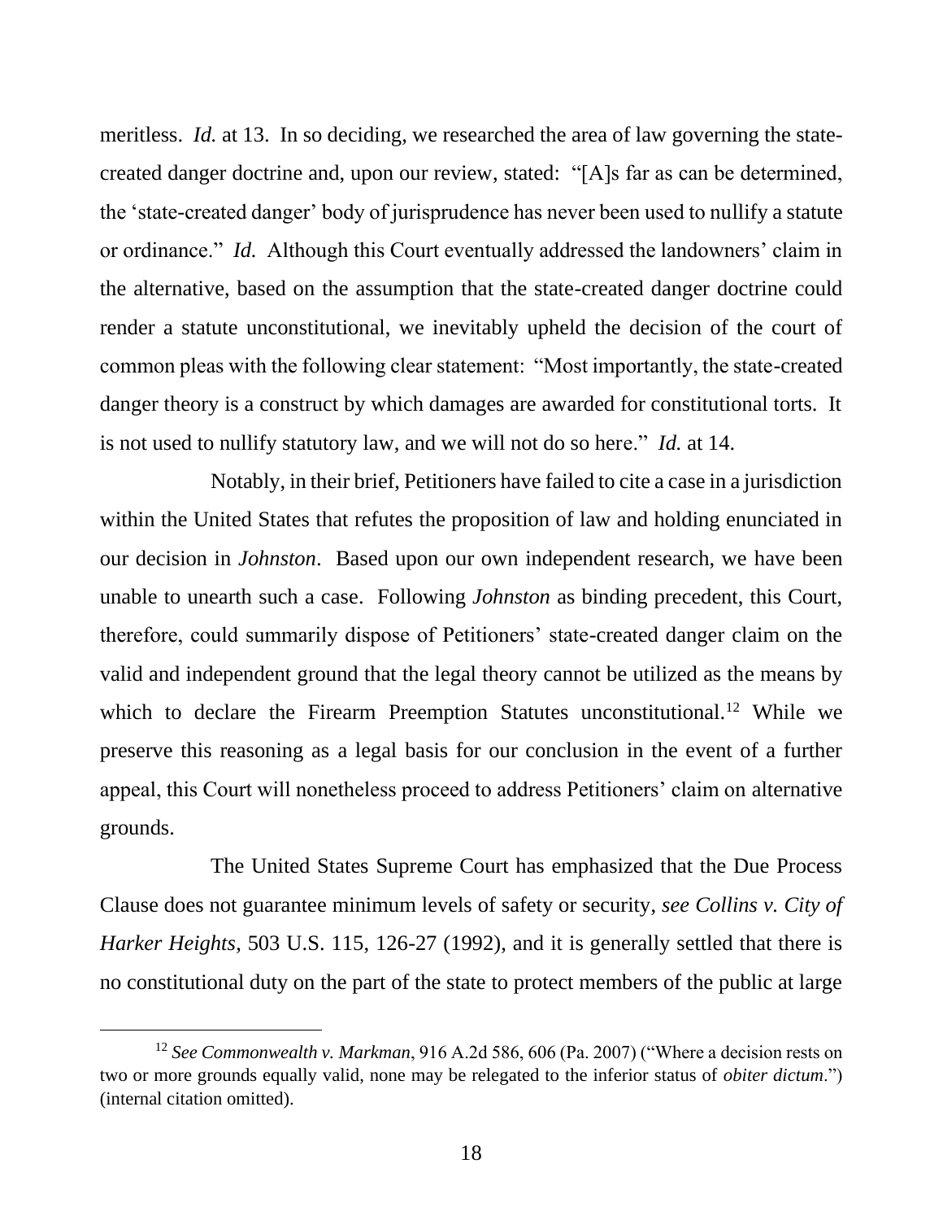meritless. *Id.* at 13. In so deciding, we researched the area of law governing the state-created danger doctrine and, upon our review, stated: "[A]s far as can be determined, the 'state-created danger' body of jurisprudence has never been used to nullify a statute or ordinance." *Id.* Although this Court eventually addressed the landowners' claim in the alternative, based on the assumption that the state-created danger doctrine could render a statute unconstitutional, we inevitably upheld the decision of the court of common pleas with the following clear statement: "Most importantly, the state-created danger theory is a construct by which damages are awarded for constitutional torts. It is not used to nullify statutory law, and we will not do so here." *Id.* at 14.

Notably, in their brief, Petitioners have failed to cite a case in a jurisdiction within the United States that refutes the proposition of law and holding enunciated in our decision in *Johnston*. Based upon our own independent research, we have been unable to unearth such a case. Following *Johnston* as binding precedent, this Court, therefore, could summarily dispose of Petitioners' state-created danger claim on the valid and independent ground that the legal theory cannot be utilized as the means by which to declare the Firearm Preemption Statutes unconstitutional.[12] While we preserve this reasoning as a legal basis for our conclusion in the event of a further appeal, this Court will nonetheless proceed to address Petitioners' claim on alternative grounds.

The United States Supreme Court has emphasized that the Due Process Clause does not guarantee minimum levels of safety or security, *see Collins v. City of Harker Heights*, 503 U.S. 115, 126-27 (1992), and it is generally settled that there is no constitutional duty on the part of the state to protect members of the public at large

---

[12] *See Commonwealth v. Markman*, 916 A.2d 586, 606 (Pa. 2007) ("Where a decision rests on two or more grounds equally valid, none may be relegated to the inferior status of *obiter dictum*.") (internal citation omitted).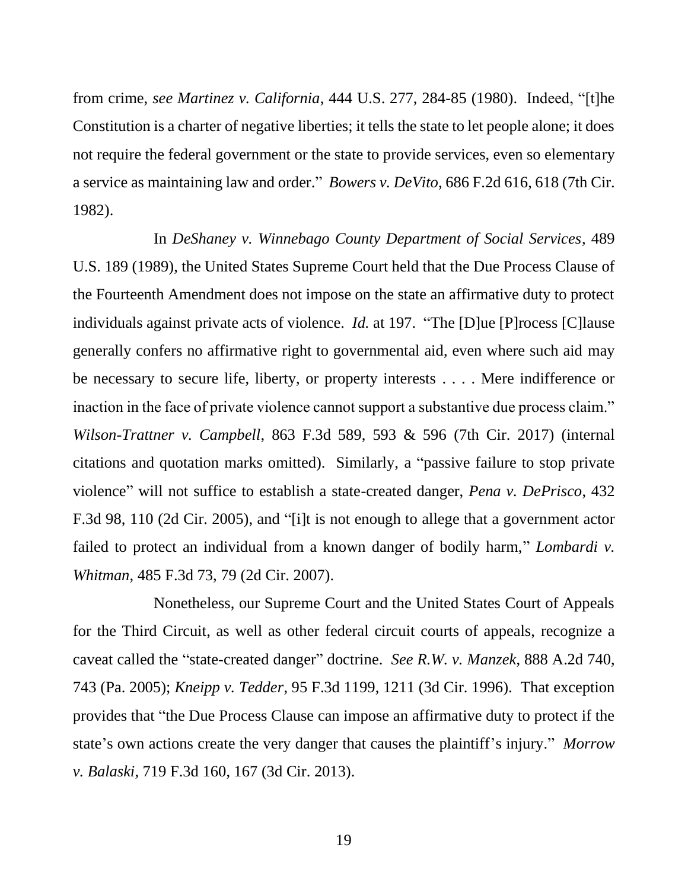from crime, *see Martinez v. California*, 444 U.S. 277, 284-85 (1980). Indeed, "[t]he Constitution is a charter of negative liberties; it tells the state to let people alone; it does not require the federal government or the state to provide services, even so elementary a service as maintaining law and order." *Bowers v. DeVito*, 686 F.2d 616, 618 (7th Cir. 1982).

In *DeShaney v. Winnebago County Department of Social Services*, 489 U.S. 189 (1989), the United States Supreme Court held that the Due Process Clause of the Fourteenth Amendment does not impose on the state an affirmative duty to protect individuals against private acts of violence. *Id.* at 197. "The [D]ue [P]rocess [C]lause generally confers no affirmative right to governmental aid, even where such aid may be necessary to secure life, liberty, or property interests . . . . Mere indifference or inaction in the face of private violence cannot support a substantive due process claim." *Wilson-Trattner v. Campbell*, 863 F.3d 589, 593 & 596 (7th Cir. 2017) (internal citations and quotation marks omitted). Similarly, a "passive failure to stop private violence" will not suffice to establish a state-created danger, *Pena v. DePrisco*, 432 F.3d 98, 110 (2d Cir. 2005), and "[i]t is not enough to allege that a government actor failed to protect an individual from a known danger of bodily harm," *Lombardi v. Whitman*, 485 F.3d 73, 79 (2d Cir. 2007).

Nonetheless, our Supreme Court and the United States Court of Appeals for the Third Circuit, as well as other federal circuit courts of appeals, recognize a caveat called the "state-created danger" doctrine. *See R.W. v. Manzek*, 888 A.2d 740, 743 (Pa. 2005); *Kneipp v. Tedder*, 95 F.3d 1199, 1211 (3d Cir. 1996). That exception provides that "the Due Process Clause can impose an affirmative duty to protect if the state's own actions create the very danger that causes the plaintiff's injury." *Morrow v. Balaski*, 719 F.3d 160, 167 (3d Cir. 2013).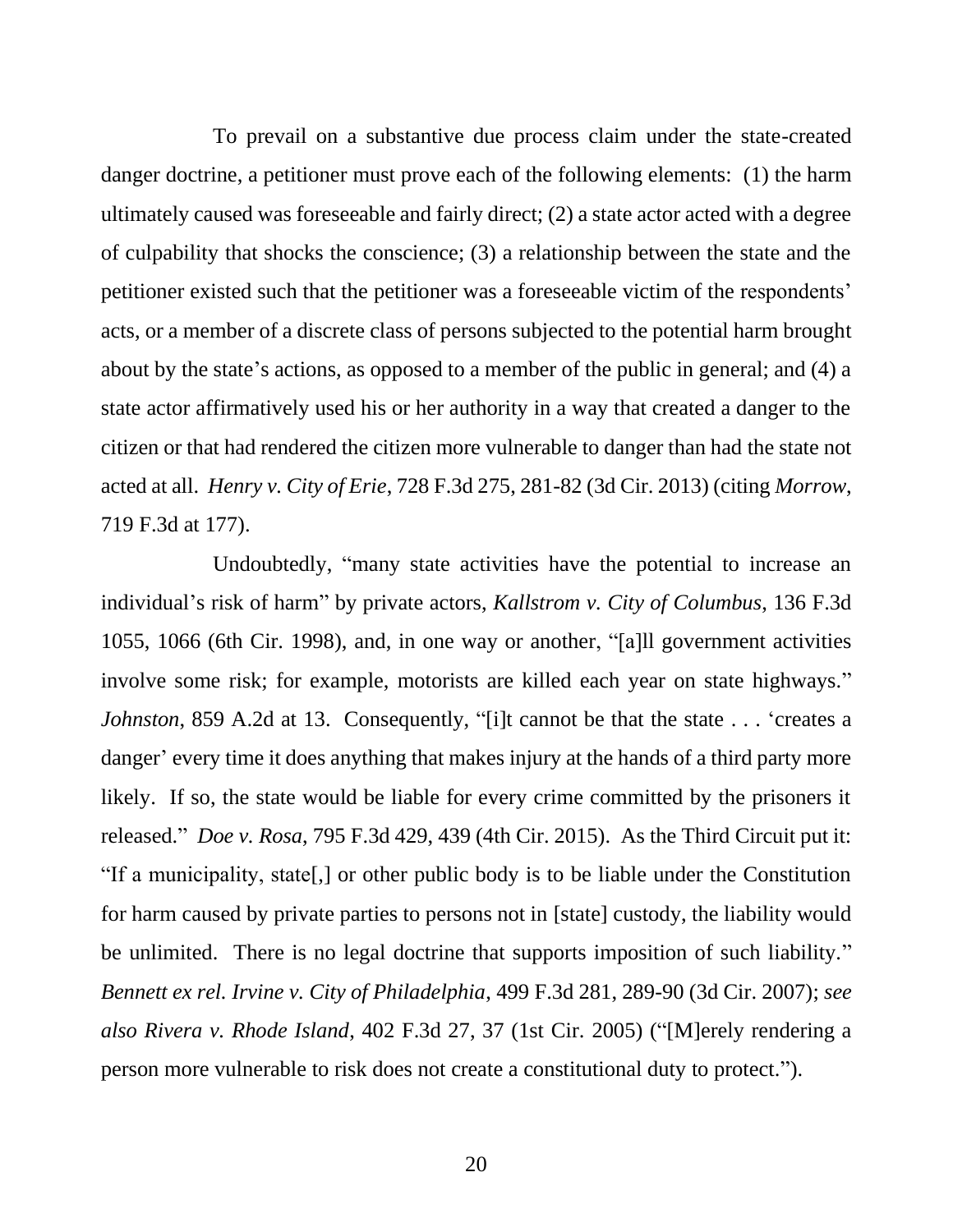To prevail on a substantive due process claim under the state-created danger doctrine, a petitioner must prove each of the following elements: (1) the harm ultimately caused was foreseeable and fairly direct; (2) a state actor acted with a degree of culpability that shocks the conscience; (3) a relationship between the state and the petitioner existed such that the petitioner was a foreseeable victim of the respondents' acts, or a member of a discrete class of persons subjected to the potential harm brought about by the state's actions, as opposed to a member of the public in general; and (4) a state actor affirmatively used his or her authority in a way that created a danger to the citizen or that had rendered the citizen more vulnerable to danger than had the state not acted at all. *Henry v. City of Erie*, 728 F.3d 275, 281-82 (3d Cir. 2013) (citing *Morrow*, 719 F.3d at 177).

Undoubtedly, "many state activities have the potential to increase an individual's risk of harm" by private actors, *Kallstrom v. City of Columbus*, 136 F.3d 1055, 1066 (6th Cir. 1998), and, in one way or another, "[a]ll government activities involve some risk; for example, motorists are killed each year on state highways." *Johnston*, 859 A.2d at 13. Consequently, "[i]t cannot be that the state . . . 'creates a danger' every time it does anything that makes injury at the hands of a third party more likely. If so, the state would be liable for every crime committed by the prisoners it released." *Doe v. Rosa*, 795 F.3d 429, 439 (4th Cir. 2015). As the Third Circuit put it: "If a municipality, state[,] or other public body is to be liable under the Constitution for harm caused by private parties to persons not in [state] custody, the liability would be unlimited. There is no legal doctrine that supports imposition of such liability." *Bennett ex rel. Irvine v. City of Philadelphia*, 499 F.3d 281, 289-90 (3d Cir. 2007); *see also Rivera v. Rhode Island*, 402 F.3d 27, 37 (1st Cir. 2005) ("[M]erely rendering a person more vulnerable to risk does not create a constitutional duty to protect.").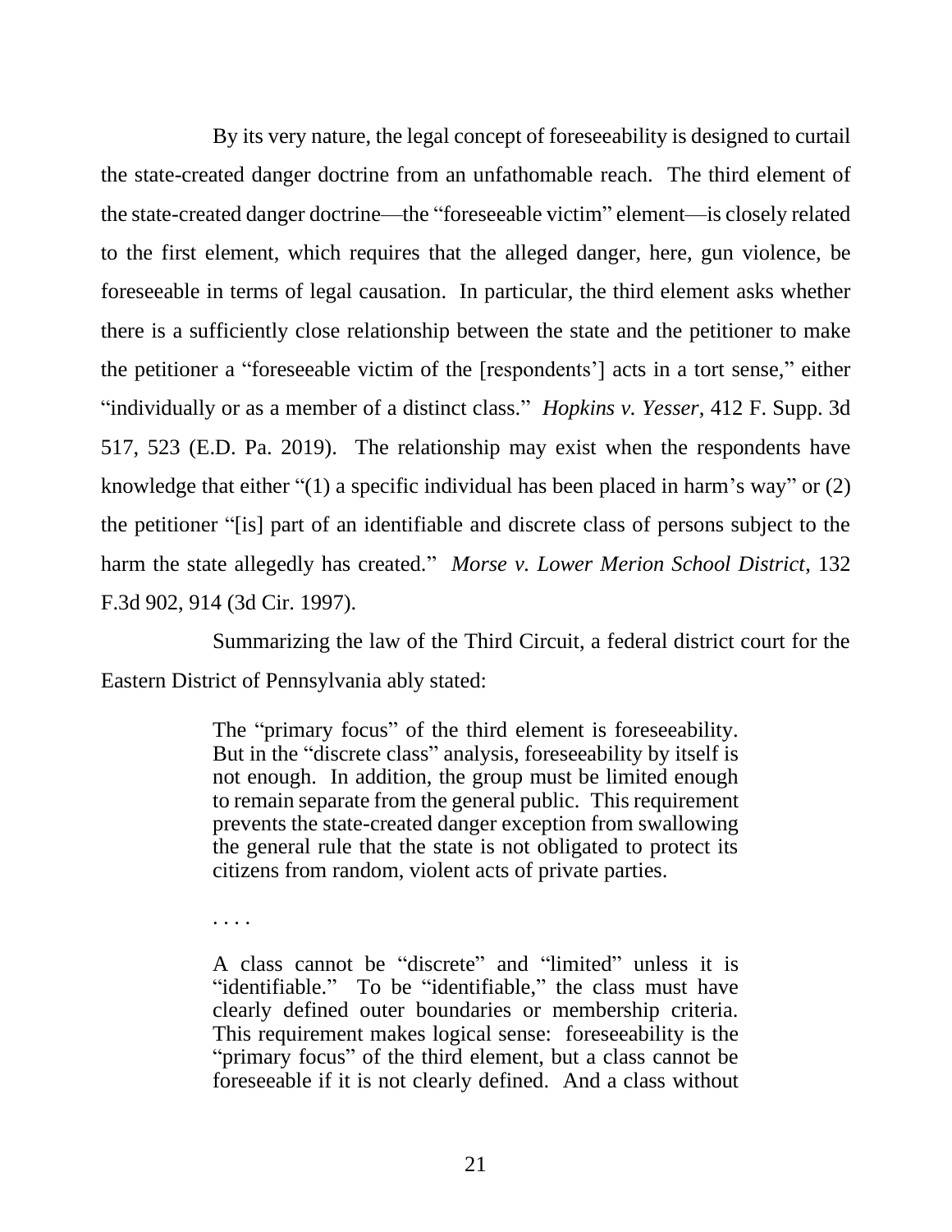By its very nature, the legal concept of foreseeability is designed to curtail the state-created danger doctrine from an unfathomable reach. The third element of the state-created danger doctrine—the "foreseeable victim" element—is closely related to the first element, which requires that the alleged danger, here, gun violence, be foreseeable in terms of legal causation. In particular, the third element asks whether there is a sufficiently close relationship between the state and the petitioner to make the petitioner a "foreseeable victim of the [respondents'] acts in a tort sense," either "individually or as a member of a distinct class." *Hopkins v. Yesser*, 412 F. Supp. 3d 517, 523 (E.D. Pa. 2019). The relationship may exist when the respondents have knowledge that either "(1) a specific individual has been placed in harm's way" or (2) the petitioner "[is] part of an identifiable and discrete class of persons subject to the harm the state allegedly has created." *Morse v. Lower Merion School District*, 132 F.3d 902, 914 (3d Cir. 1997).

Summarizing the law of the Third Circuit, a federal district court for the Eastern District of Pennsylvania ably stated:

> The "primary focus" of the third element is foreseeability. But in the "discrete class" analysis, foreseeability by itself is not enough. In addition, the group must be limited enough to remain separate from the general public. This requirement prevents the state-created danger exception from swallowing the general rule that the state is not obligated to protect its citizens from random, violent acts of private parties.
>
> . . . .
>
> A class cannot be "discrete" and "limited" unless it is "identifiable." To be "identifiable," the class must have clearly defined outer boundaries or membership criteria. This requirement makes logical sense: foreseeability is the "primary focus" of the third element, but a class cannot be foreseeable if it is not clearly defined. And a class without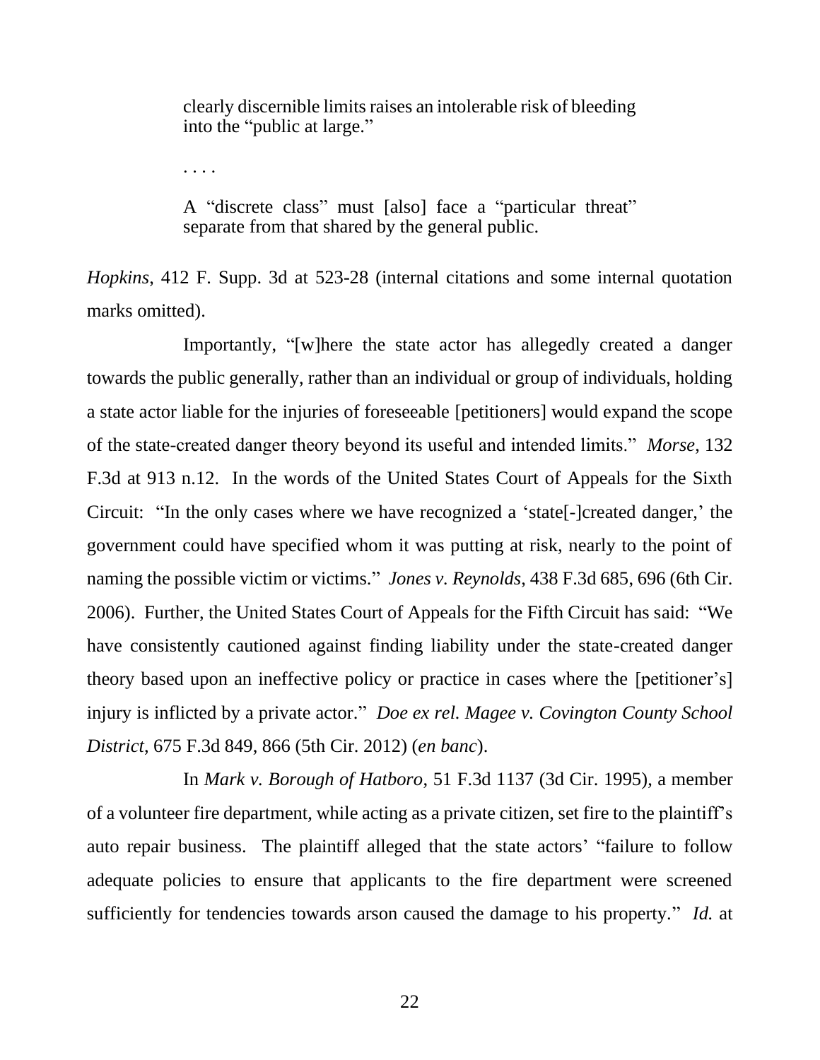> clearly discernible limits raises an intolerable risk of bleeding into the "public at large."
>
> . . . .
>
> A "discrete class" must [also] face a "particular threat" separate from that shared by the general public.

*Hopkins*, 412 F. Supp. 3d at 523-28 (internal citations and some internal quotation marks omitted).

Importantly, "[w]here the state actor has allegedly created a danger towards the public generally, rather than an individual or group of individuals, holding a state actor liable for the injuries of foreseeable [petitioners] would expand the scope of the state-created danger theory beyond its useful and intended limits." *Morse*, 132 F.3d at 913 n.12. In the words of the United States Court of Appeals for the Sixth Circuit: "In the only cases where we have recognized a 'state[-]created danger,' the government could have specified whom it was putting at risk, nearly to the point of naming the possible victim or victims." *Jones v. Reynolds*, 438 F.3d 685, 696 (6th Cir. 2006). Further, the United States Court of Appeals for the Fifth Circuit has said: "We have consistently cautioned against finding liability under the state-created danger theory based upon an ineffective policy or practice in cases where the [petitioner's] injury is inflicted by a private actor." *Doe ex rel. Magee v. Covington County School District*, 675 F.3d 849, 866 (5th Cir. 2012) (*en banc*).

In *Mark v. Borough of Hatboro*, 51 F.3d 1137 (3d Cir. 1995), a member of a volunteer fire department, while acting as a private citizen, set fire to the plaintiff's auto repair business. The plaintiff alleged that the state actors' "failure to follow adequate policies to ensure that applicants to the fire department were screened sufficiently for tendencies towards arson caused the damage to his property." *Id.* at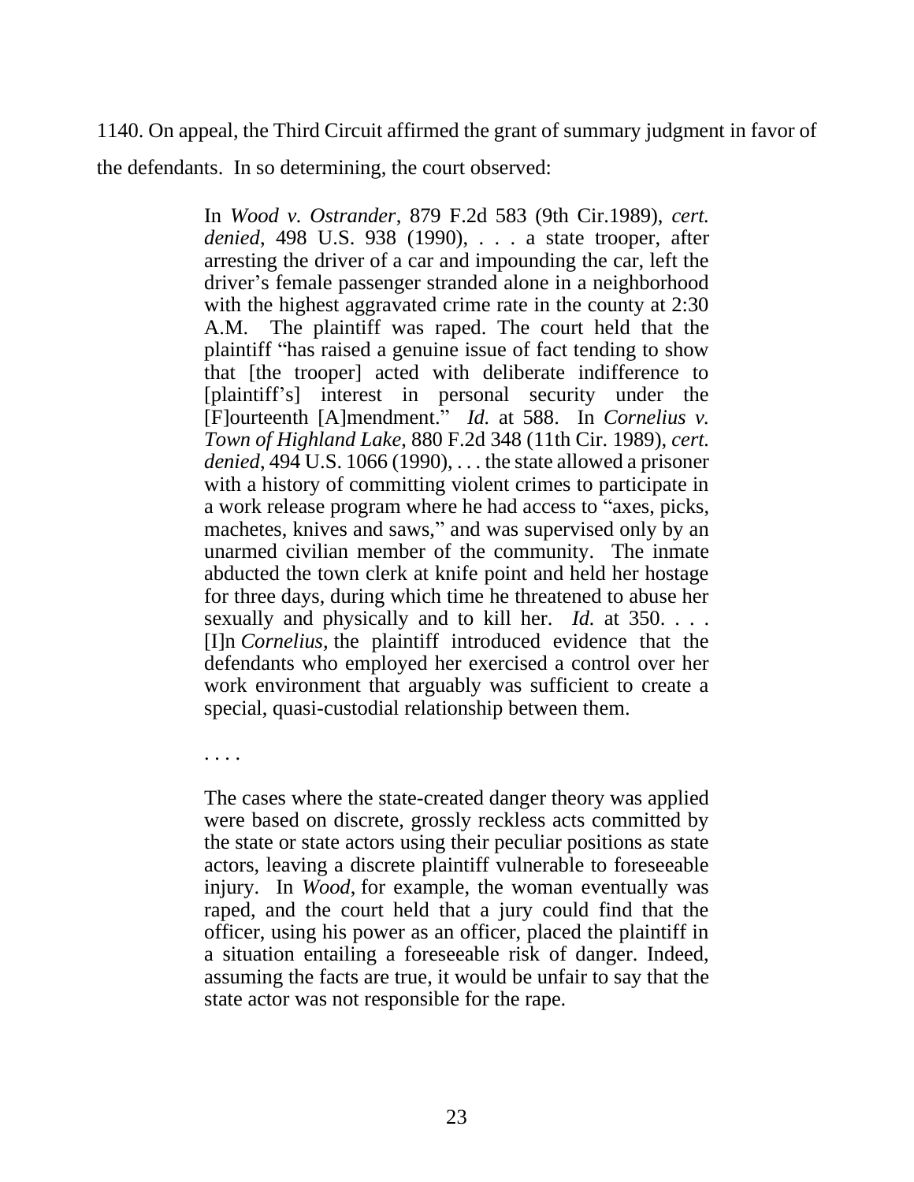1140. On appeal, the Third Circuit affirmed the grant of summary judgment in favor of the defendants. In so determining, the court observed:

> In *Wood v. Ostrander*, 879 F.2d 583 (9th Cir.1989), *cert. denied*, 498 U.S. 938 (1990), . . . a state trooper, after arresting the driver of a car and impounding the car, left the driver's female passenger stranded alone in a neighborhood with the highest aggravated crime rate in the county at 2:30 A.M. The plaintiff was raped. The court held that the plaintiff "has raised a genuine issue of fact tending to show that [the trooper] acted with deliberate indifference to [plaintiff's] interest in personal security under the [F]ourteenth [A]mendment." *Id.* at 588. In *Cornelius v. Town of Highland Lake*, 880 F.2d 348 (11th Cir. 1989), *cert. denied*, 494 U.S. 1066 (1990), . . . the state allowed a prisoner with a history of committing violent crimes to participate in a work release program where he had access to "axes, picks, machetes, knives and saws," and was supervised only by an unarmed civilian member of the community. The inmate abducted the town clerk at knife point and held her hostage for three days, during which time he threatened to abuse her sexually and physically and to kill her. *Id.* at 350. . . . [I]n *Cornelius*, the plaintiff introduced evidence that the defendants who employed her exercised a control over her work environment that arguably was sufficient to create a special, quasi-custodial relationship between them.
>
> . . . .
>
> The cases where the state-created danger theory was applied were based on discrete, grossly reckless acts committed by the state or state actors using their peculiar positions as state actors, leaving a discrete plaintiff vulnerable to foreseeable injury. In *Wood*, for example, the woman eventually was raped, and the court held that a jury could find that the officer, using his power as an officer, placed the plaintiff in a situation entailing a foreseeable risk of danger. Indeed, assuming the facts are true, it would be unfair to say that the state actor was not responsible for the rape.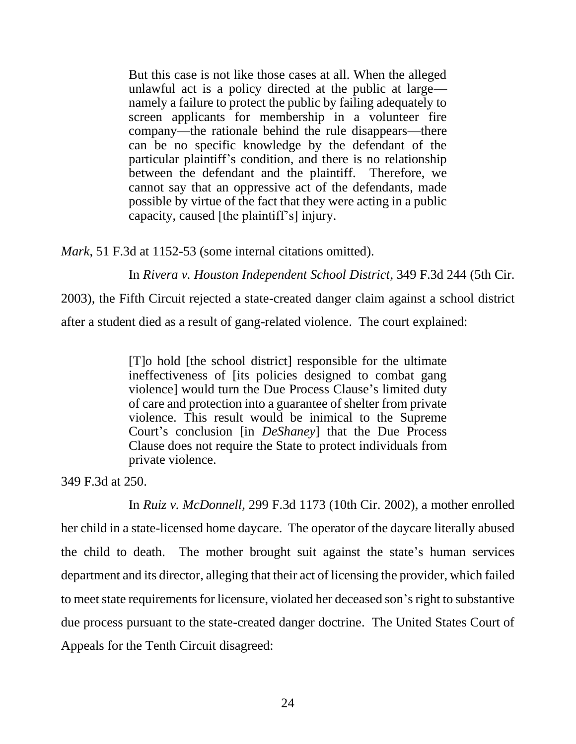> But this case is not like those cases at all. When the alleged unlawful act is a policy directed at the public at large—namely a failure to protect the public by failing adequately to screen applicants for membership in a volunteer fire company—the rationale behind the rule disappears—there can be no specific knowledge by the defendant of the particular plaintiff's condition, and there is no relationship between the defendant and the plaintiff. Therefore, we cannot say that an oppressive act of the defendants, made possible by virtue of the fact that they were acting in a public capacity, caused [the plaintiff's] injury.

*Mark*, 51 F.3d at 1152-53 (some internal citations omitted).

In *Rivera v. Houston Independent School District*, 349 F.3d 244 (5th Cir. 2003), the Fifth Circuit rejected a state-created danger claim against a school district after a student died as a result of gang-related violence. The court explained:

> [T]o hold [the school district] responsible for the ultimate ineffectiveness of [its policies designed to combat gang violence] would turn the Due Process Clause's limited duty of care and protection into a guarantee of shelter from private violence. This result would be inimical to the Supreme Court's conclusion [in *DeShaney*] that the Due Process Clause does not require the State to protect individuals from private violence.

349 F.3d at 250.

In *Ruiz v. McDonnell*, 299 F.3d 1173 (10th Cir. 2002), a mother enrolled her child in a state-licensed home daycare. The operator of the daycare literally abused the child to death. The mother brought suit against the state's human services department and its director, alleging that their act of licensing the provider, which failed to meet state requirements for licensure, violated her deceased son's right to substantive due process pursuant to the state-created danger doctrine. The United States Court of Appeals for the Tenth Circuit disagreed: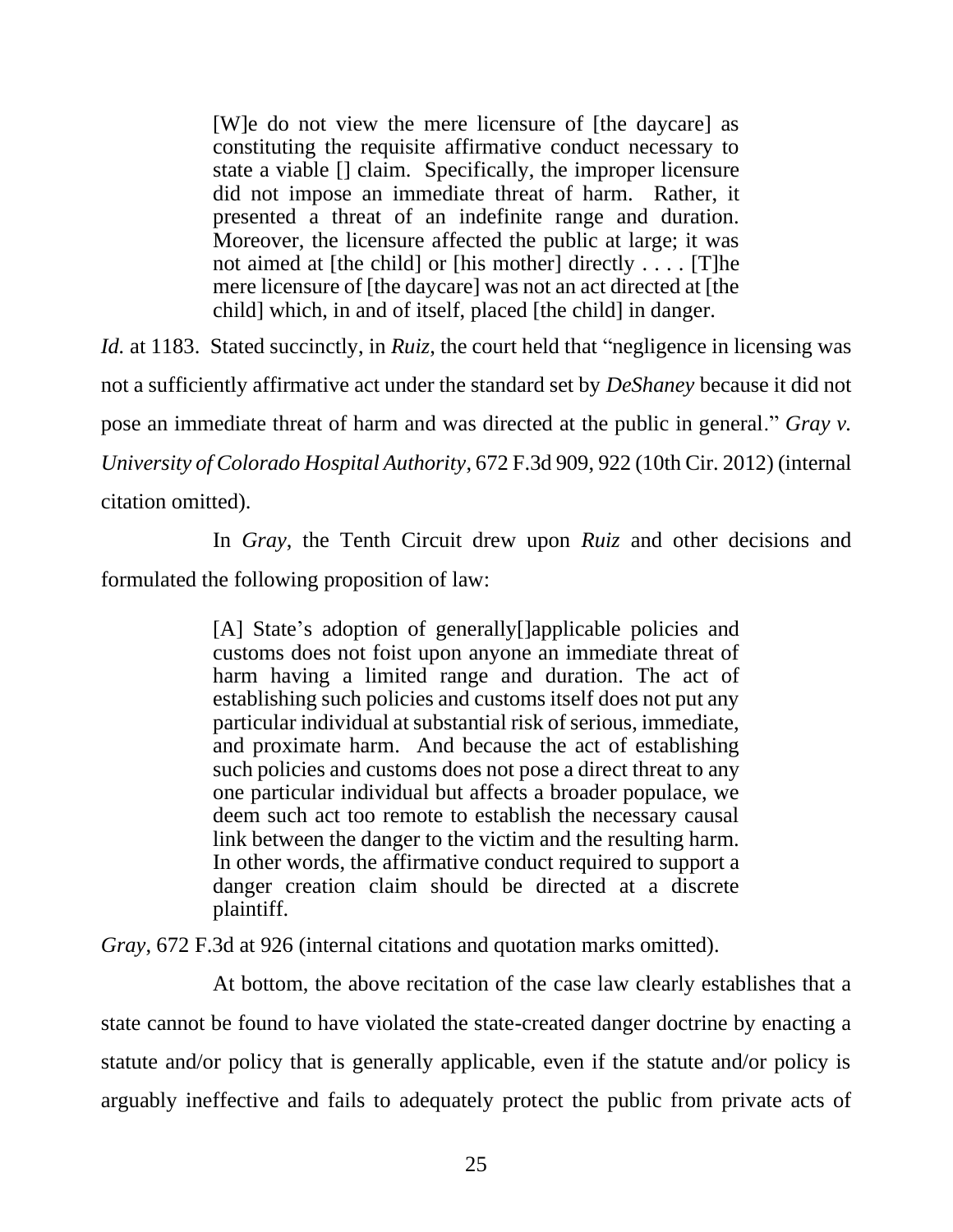> [W]e do not view the mere licensure of [the daycare] as constituting the requisite affirmative conduct necessary to state a viable [] claim. Specifically, the improper licensure did not impose an immediate threat of harm. Rather, it presented a threat of an indefinite range and duration. Moreover, the licensure affected the public at large; it was not aimed at [the child] or [his mother] directly . . . . [T]he mere licensure of [the daycare] was not an act directed at [the child] which, in and of itself, placed [the child] in danger.

*Id.* at 1183. Stated succinctly, in *Ruiz*, the court held that "negligence in licensing was not a sufficiently affirmative act under the standard set by *DeShaney* because it did not pose an immediate threat of harm and was directed at the public in general." *Gray v. University of Colorado Hospital Authority*, 672 F.3d 909, 922 (10th Cir. 2012) (internal citation omitted).

In *Gray*, the Tenth Circuit drew upon *Ruiz* and other decisions and formulated the following proposition of law:

> [A] State's adoption of generally[]applicable policies and customs does not foist upon anyone an immediate threat of harm having a limited range and duration. The act of establishing such policies and customs itself does not put any particular individual at substantial risk of serious, immediate, and proximate harm. And because the act of establishing such policies and customs does not pose a direct threat to any one particular individual but affects a broader populace, we deem such act too remote to establish the necessary causal link between the danger to the victim and the resulting harm. In other words, the affirmative conduct required to support a danger creation claim should be directed at a discrete plaintiff.

*Gray*, 672 F.3d at 926 (internal citations and quotation marks omitted).

At bottom, the above recitation of the case law clearly establishes that a state cannot be found to have violated the state-created danger doctrine by enacting a statute and/or policy that is generally applicable, even if the statute and/or policy is arguably ineffective and fails to adequately protect the public from private acts of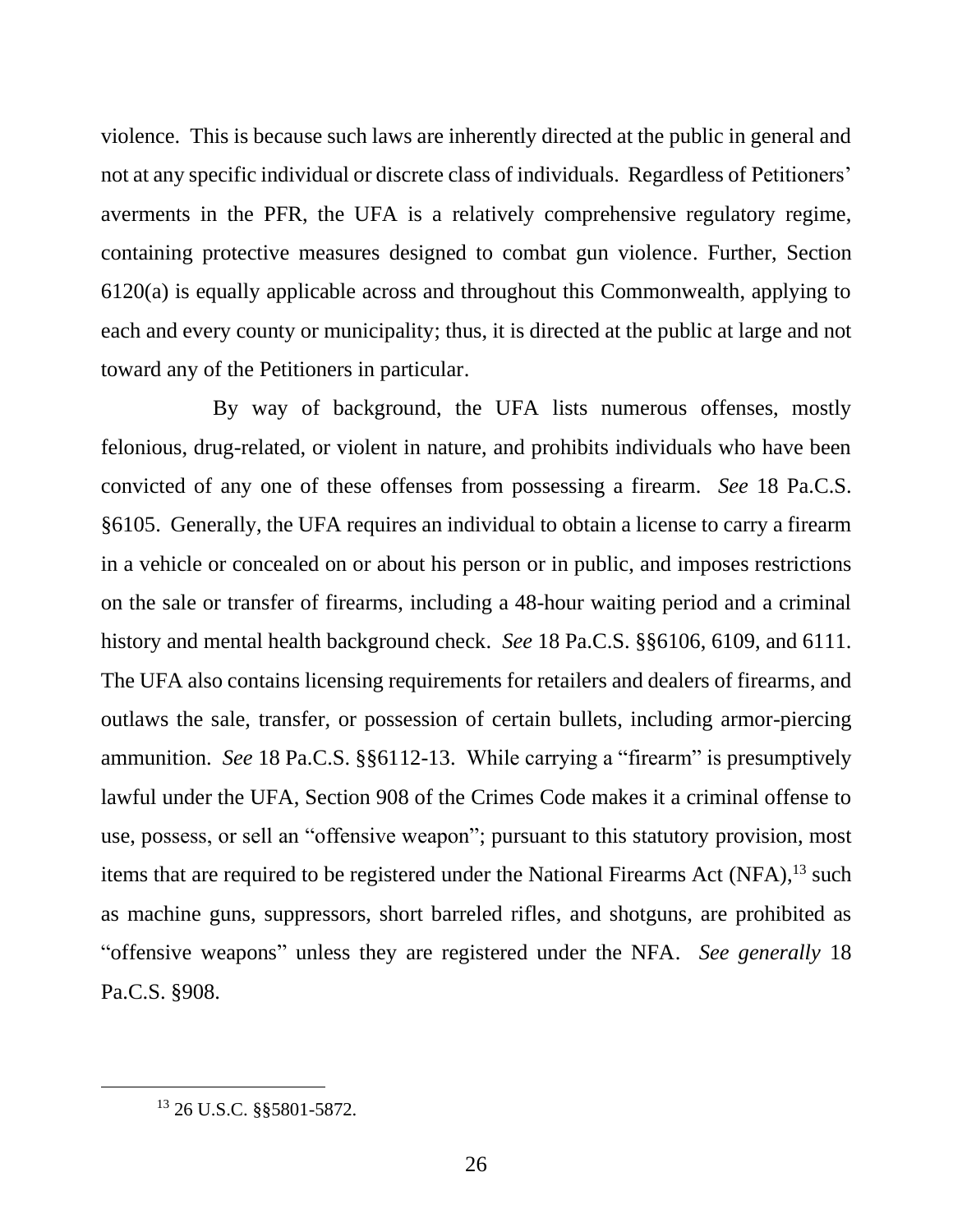violence. This is because such laws are inherently directed at the public in general and not at any specific individual or discrete class of individuals. Regardless of Petitioners' averments in the PFR, the UFA is a relatively comprehensive regulatory regime, containing protective measures designed to combat gun violence. Further, Section 6120(a) is equally applicable across and throughout this Commonwealth, applying to each and every county or municipality; thus, it is directed at the public at large and not toward any of the Petitioners in particular.

By way of background, the UFA lists numerous offenses, mostly felonious, drug-related, or violent in nature, and prohibits individuals who have been convicted of any one of these offenses from possessing a firearm. *See* 18 Pa.C.S. §6105. Generally, the UFA requires an individual to obtain a license to carry a firearm in a vehicle or concealed on or about his person or in public, and imposes restrictions on the sale or transfer of firearms, including a 48-hour waiting period and a criminal history and mental health background check. *See* 18 Pa.C.S. §§6106, 6109, and 6111. The UFA also contains licensing requirements for retailers and dealers of firearms, and outlaws the sale, transfer, or possession of certain bullets, including armor-piercing ammunition. *See* 18 Pa.C.S. §§6112-13. While carrying a "firearm" is presumptively lawful under the UFA, Section 908 of the Crimes Code makes it a criminal offense to use, possess, or sell an "offensive weapon"; pursuant to this statutory provision, most items that are required to be registered under the National Firearms Act (NFA),[13] such as machine guns, suppressors, short barreled rifles, and shotguns, are prohibited as "offensive weapons" unless they are registered under the NFA. *See generally* 18 Pa.C.S. §908.

---

[13] 26 U.S.C. §§5801-5872.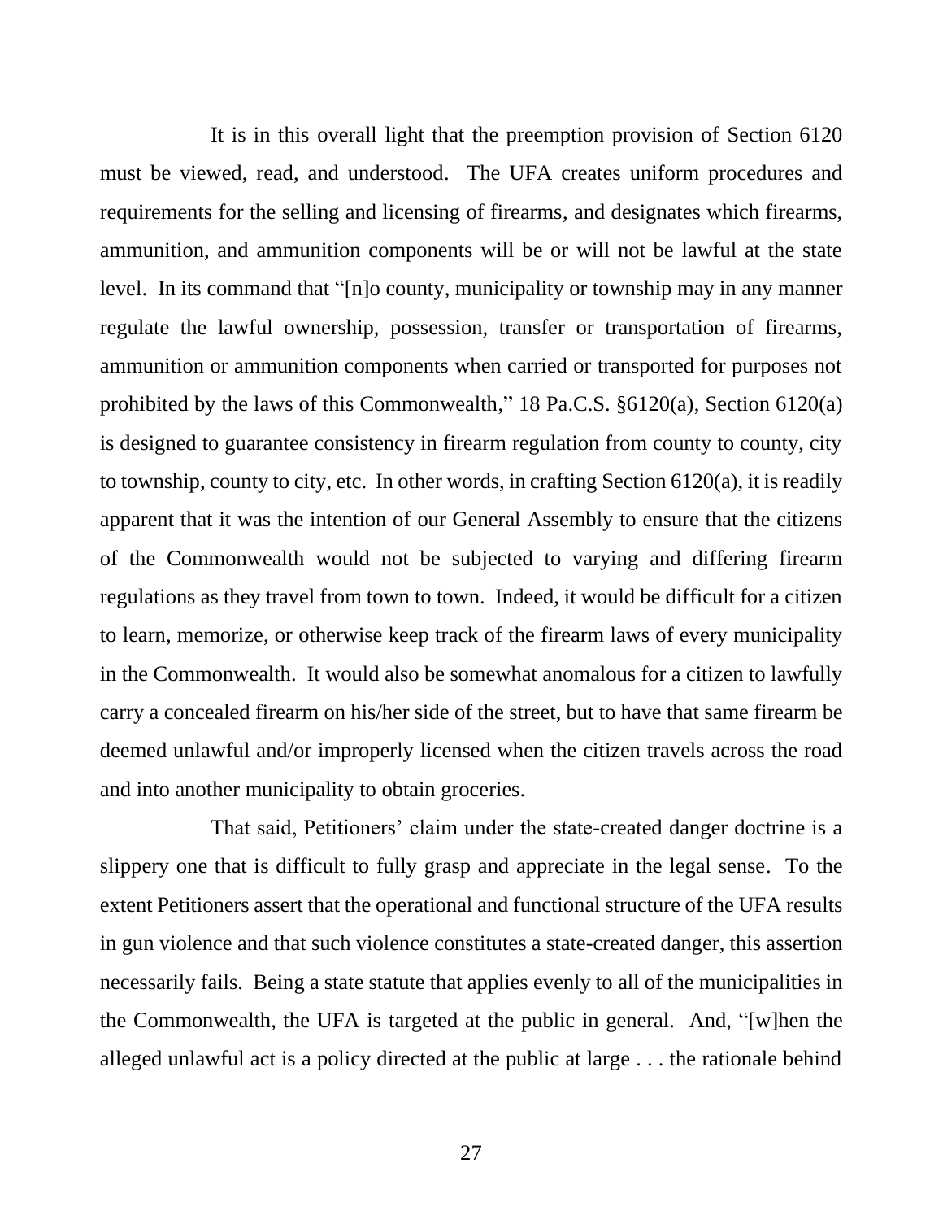It is in this overall light that the preemption provision of Section 6120 must be viewed, read, and understood. The UFA creates uniform procedures and requirements for the selling and licensing of firearms, and designates which firearms, ammunition, and ammunition components will be or will not be lawful at the state level. In its command that "[n]o county, municipality or township may in any manner regulate the lawful ownership, possession, transfer or transportation of firearms, ammunition or ammunition components when carried or transported for purposes not prohibited by the laws of this Commonwealth," 18 Pa.C.S. §6120(a), Section 6120(a) is designed to guarantee consistency in firearm regulation from county to county, city to township, county to city, etc. In other words, in crafting Section 6120(a), it is readily apparent that it was the intention of our General Assembly to ensure that the citizens of the Commonwealth would not be subjected to varying and differing firearm regulations as they travel from town to town. Indeed, it would be difficult for a citizen to learn, memorize, or otherwise keep track of the firearm laws of every municipality in the Commonwealth. It would also be somewhat anomalous for a citizen to lawfully carry a concealed firearm on his/her side of the street, but to have that same firearm be deemed unlawful and/or improperly licensed when the citizen travels across the road and into another municipality to obtain groceries.

That said, Petitioners' claim under the state-created danger doctrine is a slippery one that is difficult to fully grasp and appreciate in the legal sense. To the extent Petitioners assert that the operational and functional structure of the UFA results in gun violence and that such violence constitutes a state-created danger, this assertion necessarily fails. Being a state statute that applies evenly to all of the municipalities in the Commonwealth, the UFA is targeted at the public in general. And, "[w]hen the alleged unlawful act is a policy directed at the public at large . . . the rationale behind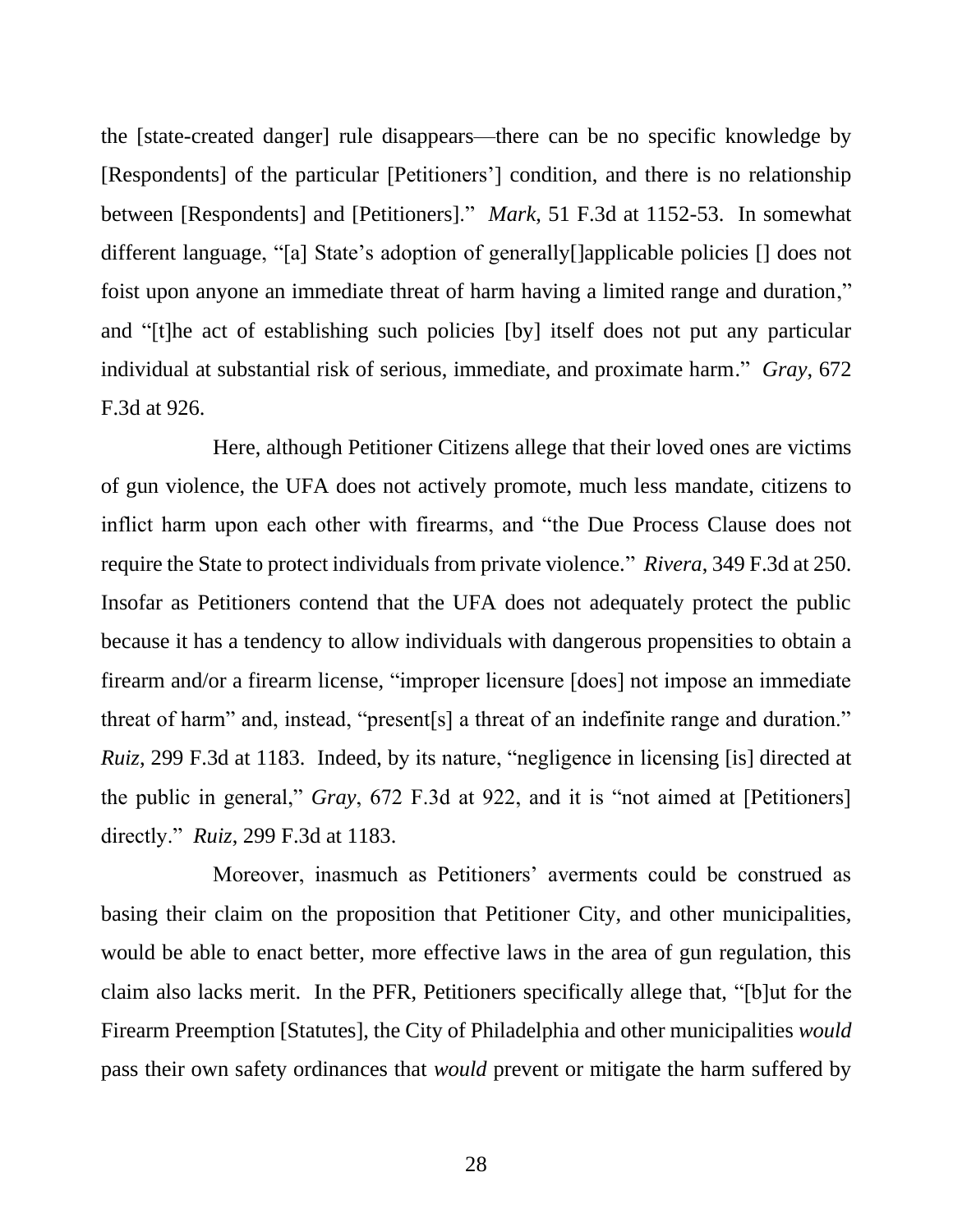the [state-created danger] rule disappears—there can be no specific knowledge by [Respondents] of the particular [Petitioners'] condition, and there is no relationship between [Respondents] and [Petitioners]." *Mark*, 51 F.3d at 1152-53. In somewhat different language, "[a] State's adoption of generally[]applicable policies [] does not foist upon anyone an immediate threat of harm having a limited range and duration," and "[t]he act of establishing such policies [by] itself does not put any particular individual at substantial risk of serious, immediate, and proximate harm." *Gray*, 672 F.3d at 926.

Here, although Petitioner Citizens allege that their loved ones are victims of gun violence, the UFA does not actively promote, much less mandate, citizens to inflict harm upon each other with firearms, and "the Due Process Clause does not require the State to protect individuals from private violence." *Rivera*, 349 F.3d at 250. Insofar as Petitioners contend that the UFA does not adequately protect the public because it has a tendency to allow individuals with dangerous propensities to obtain a firearm and/or a firearm license, "improper licensure [does] not impose an immediate threat of harm" and, instead, "present[s] a threat of an indefinite range and duration." *Ruiz*, 299 F.3d at 1183. Indeed, by its nature, "negligence in licensing [is] directed at the public in general," *Gray*, 672 F.3d at 922, and it is "not aimed at [Petitioners] directly." *Ruiz*, 299 F.3d at 1183.

Moreover, inasmuch as Petitioners' averments could be construed as basing their claim on the proposition that Petitioner City, and other municipalities, would be able to enact better, more effective laws in the area of gun regulation, this claim also lacks merit. In the PFR, Petitioners specifically allege that, "[b]ut for the Firearm Preemption [Statutes], the City of Philadelphia and other municipalities *would* pass their own safety ordinances that *would* prevent or mitigate the harm suffered by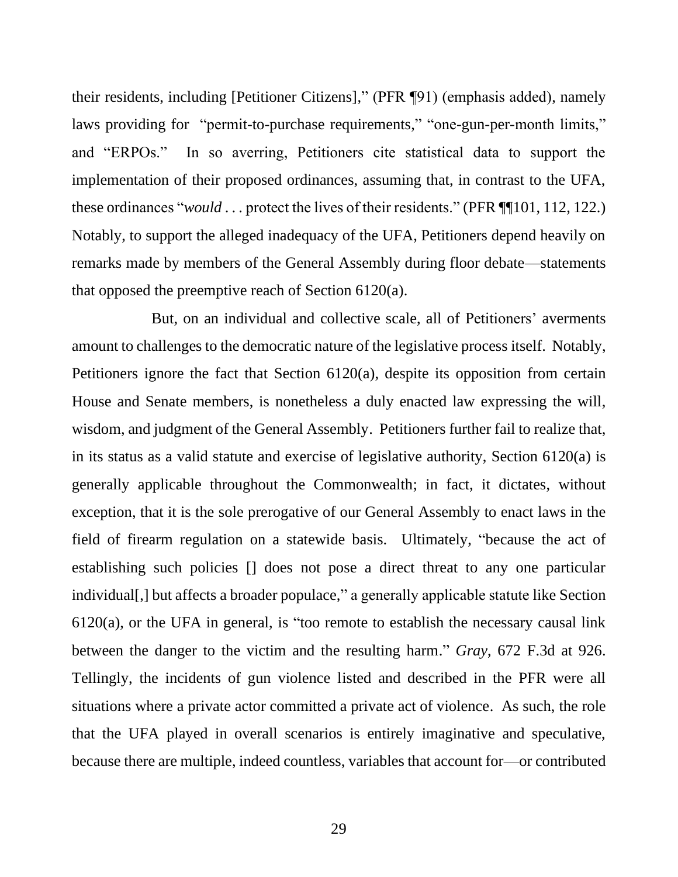their residents, including [Petitioner Citizens]," (PFR ¶91) (emphasis added), namely laws providing for "permit-to-purchase requirements," "one-gun-per-month limits," and "ERPOs." In so averring, Petitioners cite statistical data to support the implementation of their proposed ordinances, assuming that, in contrast to the UFA, these ordinances "*would* . . . protect the lives of their residents." (PFR ¶¶101, 112, 122.) Notably, to support the alleged inadequacy of the UFA, Petitioners depend heavily on remarks made by members of the General Assembly during floor debate—statements that opposed the preemptive reach of Section 6120(a).

But, on an individual and collective scale, all of Petitioners' averments amount to challenges to the democratic nature of the legislative process itself. Notably, Petitioners ignore the fact that Section 6120(a), despite its opposition from certain House and Senate members, is nonetheless a duly enacted law expressing the will, wisdom, and judgment of the General Assembly. Petitioners further fail to realize that, in its status as a valid statute and exercise of legislative authority, Section 6120(a) is generally applicable throughout the Commonwealth; in fact, it dictates, without exception, that it is the sole prerogative of our General Assembly to enact laws in the field of firearm regulation on a statewide basis. Ultimately, "because the act of establishing such policies [] does not pose a direct threat to any one particular individual[,] but affects a broader populace," a generally applicable statute like Section 6120(a), or the UFA in general, is "too remote to establish the necessary causal link between the danger to the victim and the resulting harm." *Gray*, 672 F.3d at 926. Tellingly, the incidents of gun violence listed and described in the PFR were all situations where a private actor committed a private act of violence. As such, the role that the UFA played in overall scenarios is entirely imaginative and speculative, because there are multiple, indeed countless, variables that account for—or contributed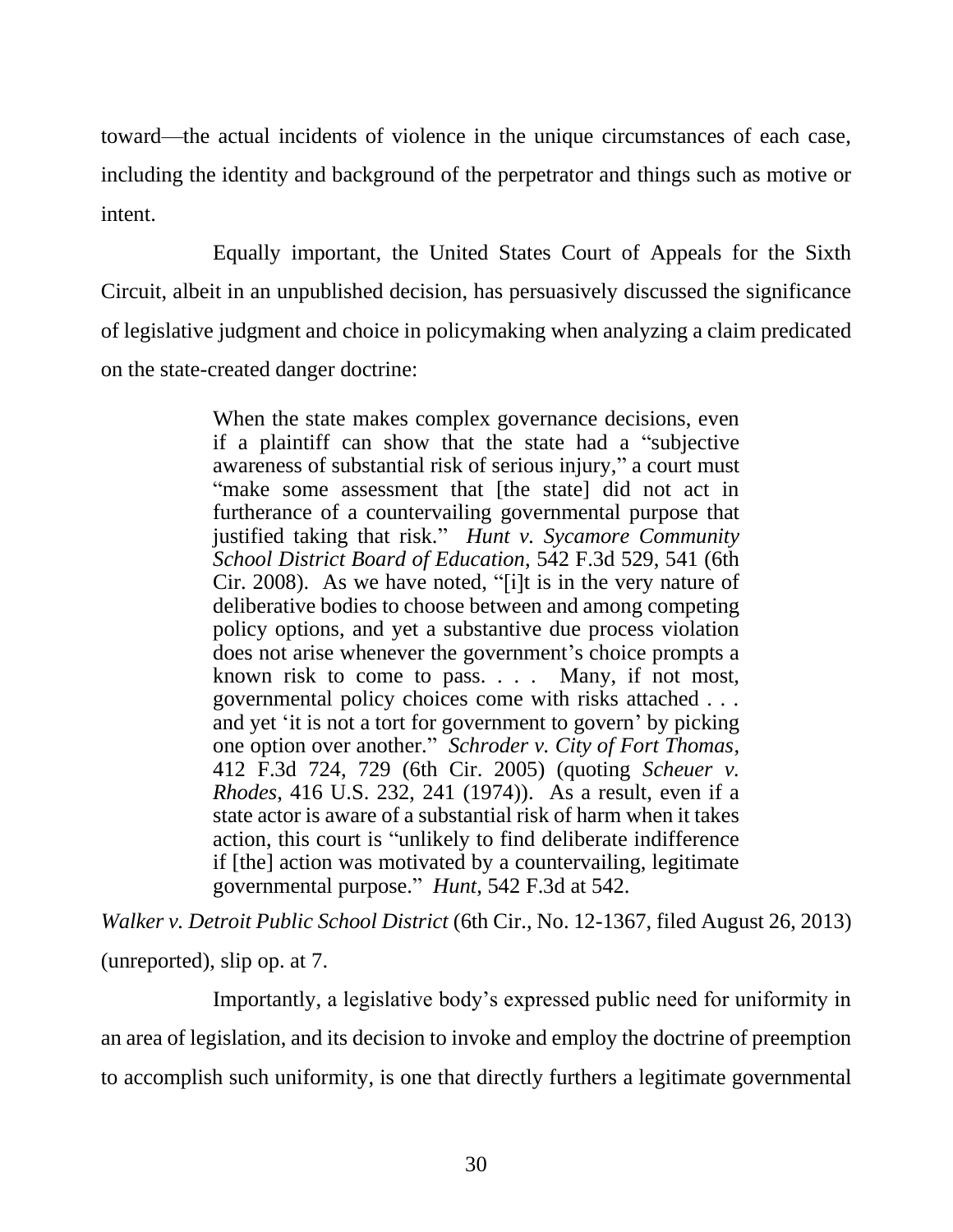toward—the actual incidents of violence in the unique circumstances of each case, including the identity and background of the perpetrator and things such as motive or intent.

Equally important, the United States Court of Appeals for the Sixth Circuit, albeit in an unpublished decision, has persuasively discussed the significance of legislative judgment and choice in policymaking when analyzing a claim predicated on the state-created danger doctrine:

> When the state makes complex governance decisions, even if a plaintiff can show that the state had a "subjective awareness of substantial risk of serious injury," a court must "make some assessment that [the state] did not act in furtherance of a countervailing governmental purpose that justified taking that risk." *Hunt v. Sycamore Community School District Board of Education*, 542 F.3d 529, 541 (6th Cir. 2008). As we have noted, "[i]t is in the very nature of deliberative bodies to choose between and among competing policy options, and yet a substantive due process violation does not arise whenever the government's choice prompts a known risk to come to pass. . . . Many, if not most, governmental policy choices come with risks attached . . . and yet 'it is not a tort for government to govern' by picking one option over another." *Schroder v. City of Fort Thomas*, 412 F.3d 724, 729 (6th Cir. 2005) (quoting *Scheuer v. Rhodes*, 416 U.S. 232, 241 (1974)). As a result, even if a state actor is aware of a substantial risk of harm when it takes action, this court is "unlikely to find deliberate indifference if [the] action was motivated by a countervailing, legitimate governmental purpose." *Hunt*, 542 F.3d at 542.

*Walker v. Detroit Public School District* (6th Cir., No. 12-1367, filed August 26, 2013) (unreported), slip op. at 7.

Importantly, a legislative body's expressed public need for uniformity in an area of legislation, and its decision to invoke and employ the doctrine of preemption to accomplish such uniformity, is one that directly furthers a legitimate governmental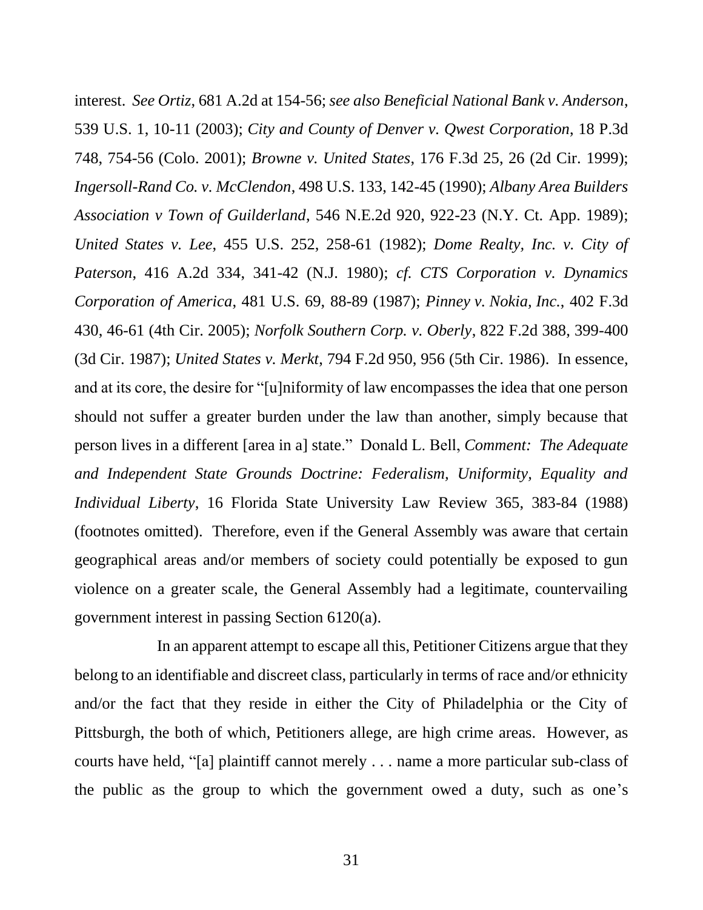interest. *See Ortiz*, 681 A.2d at 154-56; *see also Beneficial National Bank v. Anderson*, 539 U.S. 1, 10-11 (2003); *City and County of Denver v. Qwest Corporation*, 18 P.3d 748, 754-56 (Colo. 2001); *Browne v. United States*, 176 F.3d 25, 26 (2d Cir. 1999); *Ingersoll-Rand Co. v. McClendon*, 498 U.S. 133, 142-45 (1990); *Albany Area Builders Association v Town of Guilderland*, 546 N.E.2d 920, 922-23 (N.Y. Ct. App. 1989); *United States v. Lee*, 455 U.S. 252, 258-61 (1982); *Dome Realty, Inc. v. City of Paterson*, 416 A.2d 334, 341-42 (N.J. 1980); *cf. CTS Corporation v. Dynamics Corporation of America*, 481 U.S. 69, 88-89 (1987); *Pinney v. Nokia, Inc.*, 402 F.3d 430, 46-61 (4th Cir. 2005); *Norfolk Southern Corp. v. Oberly*, 822 F.2d 388, 399-400 (3d Cir. 1987); *United States v. Merkt*, 794 F.2d 950, 956 (5th Cir. 1986). In essence, and at its core, the desire for "[u]niformity of law encompasses the idea that one person should not suffer a greater burden under the law than another, simply because that person lives in a different [area in a] state." Donald L. Bell, *Comment: The Adequate and Independent State Grounds Doctrine: Federalism, Uniformity, Equality and Individual Liberty*, 16 Florida State University Law Review 365, 383-84 (1988) (footnotes omitted). Therefore, even if the General Assembly was aware that certain geographical areas and/or members of society could potentially be exposed to gun violence on a greater scale, the General Assembly had a legitimate, countervailing government interest in passing Section 6120(a).

In an apparent attempt to escape all this, Petitioner Citizens argue that they belong to an identifiable and discreet class, particularly in terms of race and/or ethnicity and/or the fact that they reside in either the City of Philadelphia or the City of Pittsburgh, the both of which, Petitioners allege, are high crime areas. However, as courts have held, "[a] plaintiff cannot merely . . . name a more particular sub-class of the public as the group to which the government owed a duty, such as one's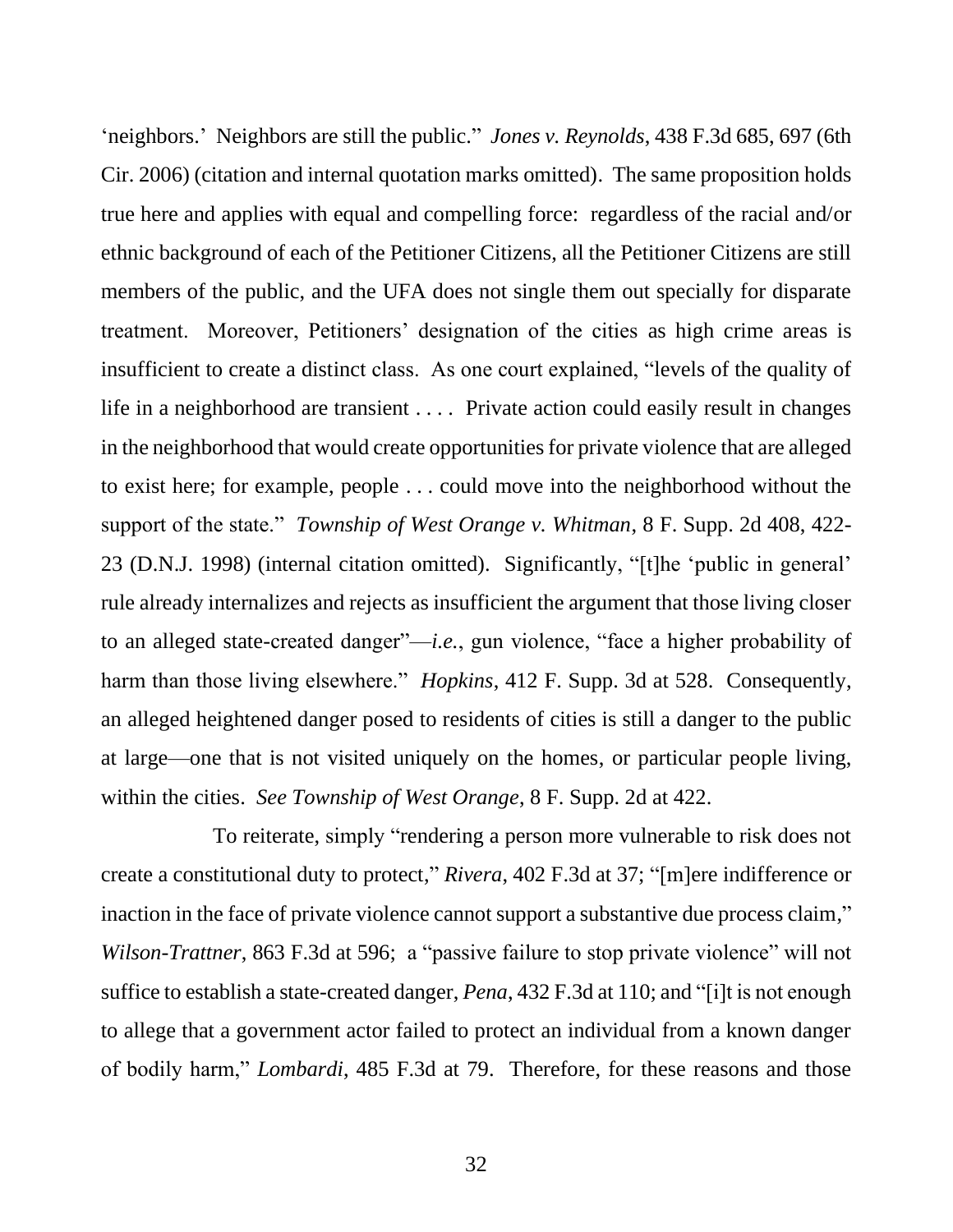'neighbors.' Neighbors are still the public." *Jones v. Reynolds*, 438 F.3d 685, 697 (6th Cir. 2006) (citation and internal quotation marks omitted). The same proposition holds true here and applies with equal and compelling force: regardless of the racial and/or ethnic background of each of the Petitioner Citizens, all the Petitioner Citizens are still members of the public, and the UFA does not single them out specially for disparate treatment. Moreover, Petitioners' designation of the cities as high crime areas is insufficient to create a distinct class. As one court explained, "levels of the quality of life in a neighborhood are transient . . . . Private action could easily result in changes in the neighborhood that would create opportunities for private violence that are alleged to exist here; for example, people . . . could move into the neighborhood without the support of the state." *Township of West Orange v. Whitman*, 8 F. Supp. 2d 408, 422-23 (D.N.J. 1998) (internal citation omitted). Significantly, "[t]he 'public in general' rule already internalizes and rejects as insufficient the argument that those living closer to an alleged state-created danger"—*i.e.*, gun violence, "face a higher probability of harm than those living elsewhere." *Hopkins*, 412 F. Supp. 3d at 528. Consequently, an alleged heightened danger posed to residents of cities is still a danger to the public at large—one that is not visited uniquely on the homes, or particular people living, within the cities. *See Township of West Orange*, 8 F. Supp. 2d at 422.

To reiterate, simply "rendering a person more vulnerable to risk does not create a constitutional duty to protect," *Rivera*, 402 F.3d at 37; "[m]ere indifference or inaction in the face of private violence cannot support a substantive due process claim," *Wilson-Trattner*, 863 F.3d at 596; a "passive failure to stop private violence" will not suffice to establish a state-created danger, *Pena*, 432 F.3d at 110; and "[i]t is not enough to allege that a government actor failed to protect an individual from a known danger of bodily harm," *Lombardi*, 485 F.3d at 79. Therefore, for these reasons and those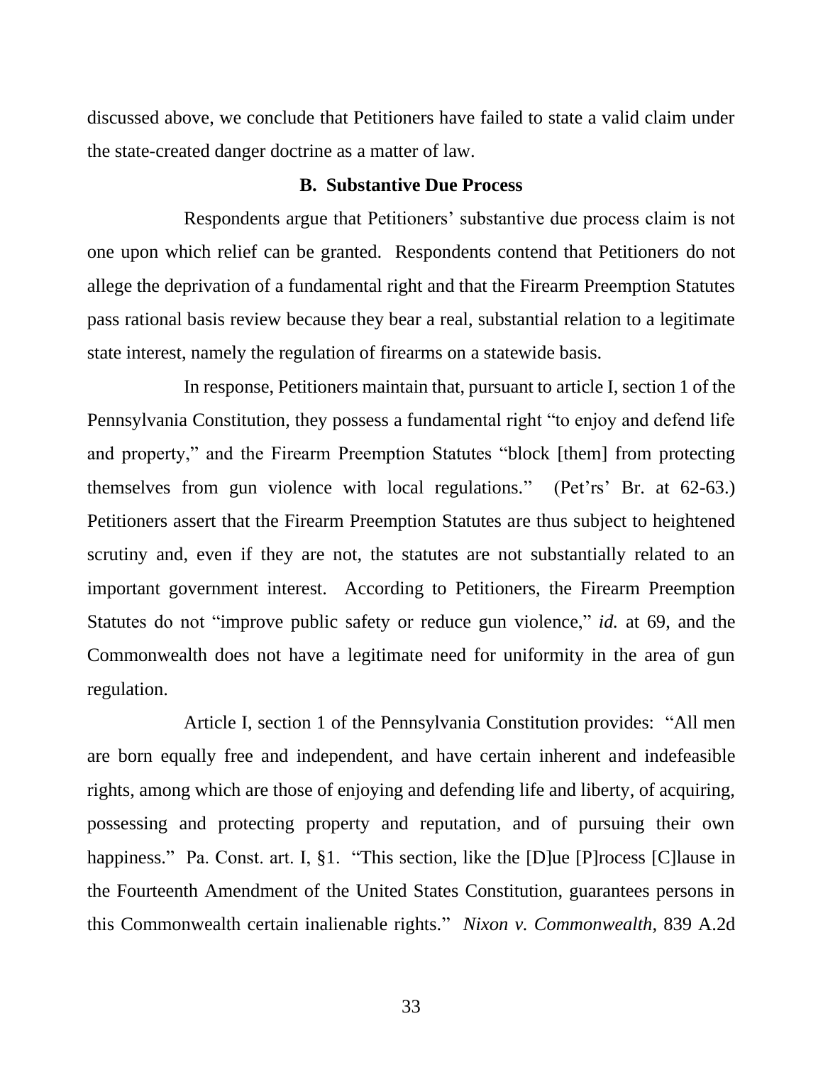discussed above, we conclude that Petitioners have failed to state a valid claim under the state-created danger doctrine as a matter of law.

### B. Substantive Due Process

Respondents argue that Petitioners' substantive due process claim is not one upon which relief can be granted. Respondents contend that Petitioners do not allege the deprivation of a fundamental right and that the Firearm Preemption Statutes pass rational basis review because they bear a real, substantial relation to a legitimate state interest, namely the regulation of firearms on a statewide basis.

In response, Petitioners maintain that, pursuant to article I, section 1 of the Pennsylvania Constitution, they possess a fundamental right "to enjoy and defend life and property," and the Firearm Preemption Statutes "block [them] from protecting themselves from gun violence with local regulations." (Pet'rs' Br. at 62-63.) Petitioners assert that the Firearm Preemption Statutes are thus subject to heightened scrutiny and, even if they are not, the statutes are not substantially related to an important government interest. According to Petitioners, the Firearm Preemption Statutes do not "improve public safety or reduce gun violence," *id.* at 69, and the Commonwealth does not have a legitimate need for uniformity in the area of gun regulation.

Article I, section 1 of the Pennsylvania Constitution provides: "All men are born equally free and independent, and have certain inherent and indefeasible rights, among which are those of enjoying and defending life and liberty, of acquiring, possessing and protecting property and reputation, and of pursuing their own happiness." Pa. Const. art. I, §1. "This section, like the [D]ue [P]rocess [C]lause in the Fourteenth Amendment of the United States Constitution, guarantees persons in this Commonwealth certain inalienable rights." *Nixon v. Commonwealth*, 839 A.2d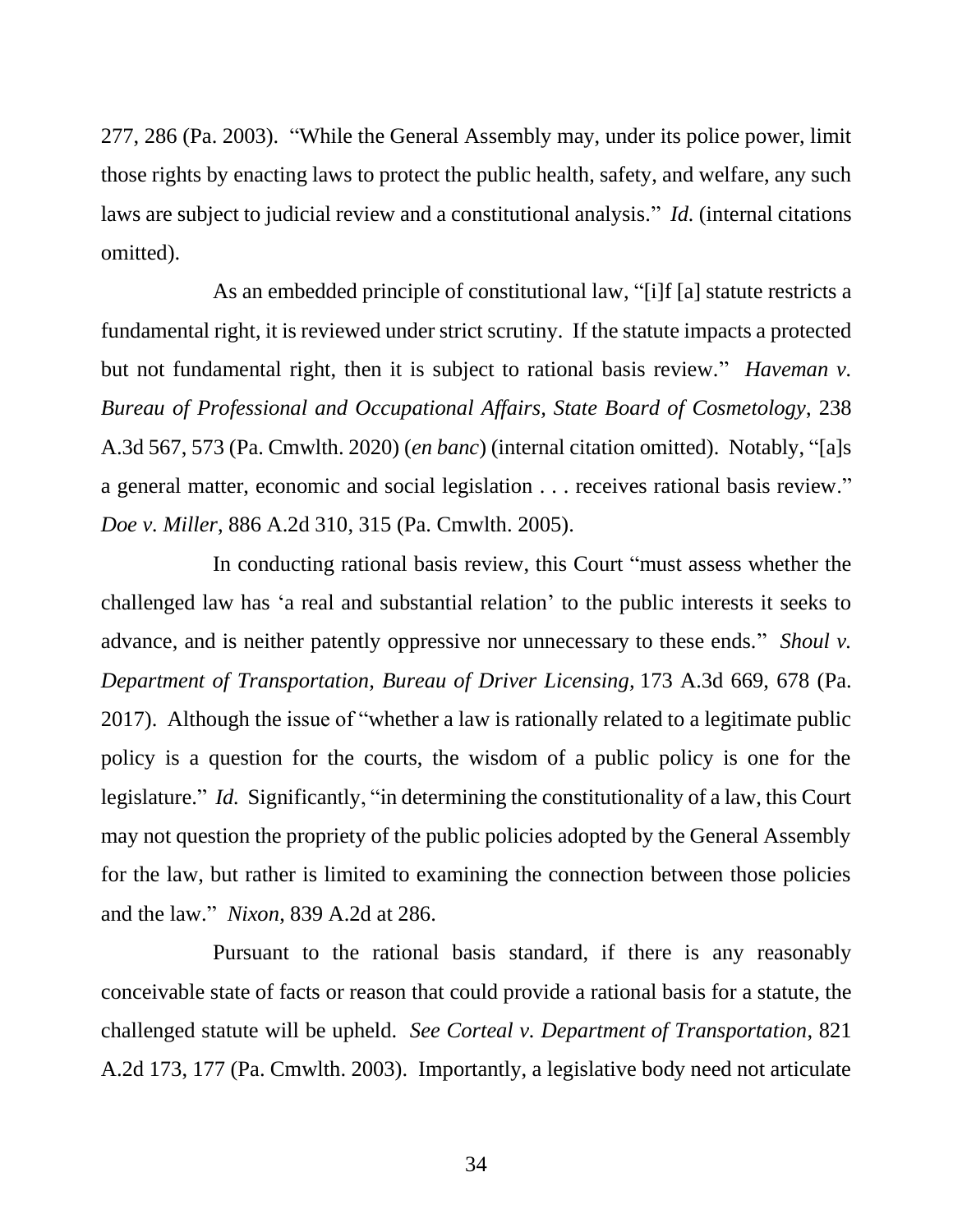277, 286 (Pa. 2003). "While the General Assembly may, under its police power, limit those rights by enacting laws to protect the public health, safety, and welfare, any such laws are subject to judicial review and a constitutional analysis." *Id.* (internal citations omitted).

As an embedded principle of constitutional law, "[i]f [a] statute restricts a fundamental right, it is reviewed under strict scrutiny. If the statute impacts a protected but not fundamental right, then it is subject to rational basis review." *Haveman v. Bureau of Professional and Occupational Affairs, State Board of Cosmetology*, 238 A.3d 567, 573 (Pa. Cmwlth. 2020) (*en banc*) (internal citation omitted). Notably, "[a]s a general matter, economic and social legislation . . . receives rational basis review." *Doe v. Miller*, 886 A.2d 310, 315 (Pa. Cmwlth. 2005).

In conducting rational basis review, this Court "must assess whether the challenged law has 'a real and substantial relation' to the public interests it seeks to advance, and is neither patently oppressive nor unnecessary to these ends." *Shoul v. Department of Transportation, Bureau of Driver Licensing*, 173 A.3d 669, 678 (Pa. 2017). Although the issue of "whether a law is rationally related to a legitimate public policy is a question for the courts, the wisdom of a public policy is one for the legislature." *Id.* Significantly, "in determining the constitutionality of a law, this Court may not question the propriety of the public policies adopted by the General Assembly for the law, but rather is limited to examining the connection between those policies and the law." *Nixon*, 839 A.2d at 286.

Pursuant to the rational basis standard, if there is any reasonably conceivable state of facts or reason that could provide a rational basis for a statute, the challenged statute will be upheld. *See Corteal v. Department of Transportation*, 821 A.2d 173, 177 (Pa. Cmwlth. 2003). Importantly, a legislative body need not articulate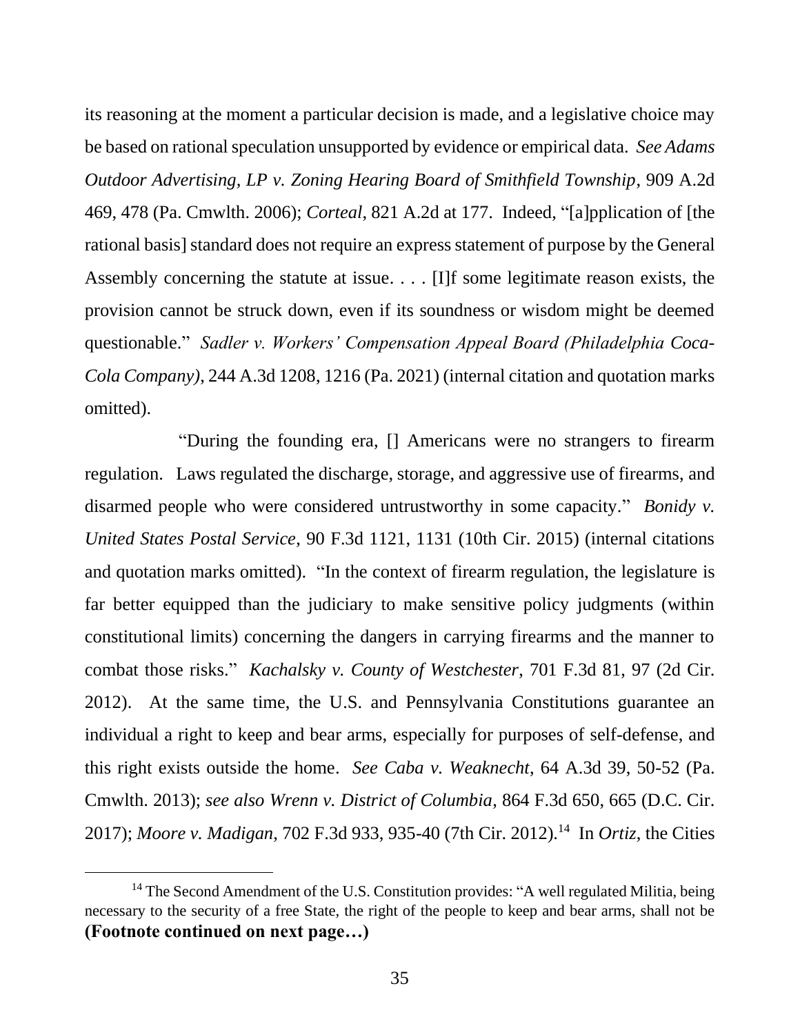its reasoning at the moment a particular decision is made, and a legislative choice may be based on rational speculation unsupported by evidence or empirical data. *See Adams Outdoor Advertising, LP v. Zoning Hearing Board of Smithfield Township*, 909 A.2d 469, 478 (Pa. Cmwlth. 2006); *Corteal*, 821 A.2d at 177. Indeed, "[a]pplication of [the rational basis] standard does not require an express statement of purpose by the General Assembly concerning the statute at issue. . . . [I]f some legitimate reason exists, the provision cannot be struck down, even if its soundness or wisdom might be deemed questionable." *Sadler v. Workers' Compensation Appeal Board (Philadelphia Coca-Cola Company)*, 244 A.3d 1208, 1216 (Pa. 2021) (internal citation and quotation marks omitted).

"During the founding era, [] Americans were no strangers to firearm regulation. Laws regulated the discharge, storage, and aggressive use of firearms, and disarmed people who were considered untrustworthy in some capacity." *Bonidy v. United States Postal Service*, 90 F.3d 1121, 1131 (10th Cir. 2015) (internal citations and quotation marks omitted). "In the context of firearm regulation, the legislature is far better equipped than the judiciary to make sensitive policy judgments (within constitutional limits) concerning the dangers in carrying firearms and the manner to combat those risks." *Kachalsky v. County of Westchester*, 701 F.3d 81, 97 (2d Cir. 2012). At the same time, the U.S. and Pennsylvania Constitutions guarantee an individual a right to keep and bear arms, especially for purposes of self-defense, and this right exists outside the home. *See Caba v. Weaknecht*, 64 A.3d 39, 50-52 (Pa. Cmwlth. 2013); *see also Wrenn v. District of Columbia*, 864 F.3d 650, 665 (D.C. Cir. 2017); *Moore v. Madigan*, 702 F.3d 933, 935-40 (7th Cir. 2012).[14] In *Ortiz*, the Cities

---

[14] The Second Amendment of the U.S. Constitution provides: "A well regulated Militia, being necessary to the security of a free State, the right of the people to keep and bear arms, shall not be **(Footnote continued on next page…)**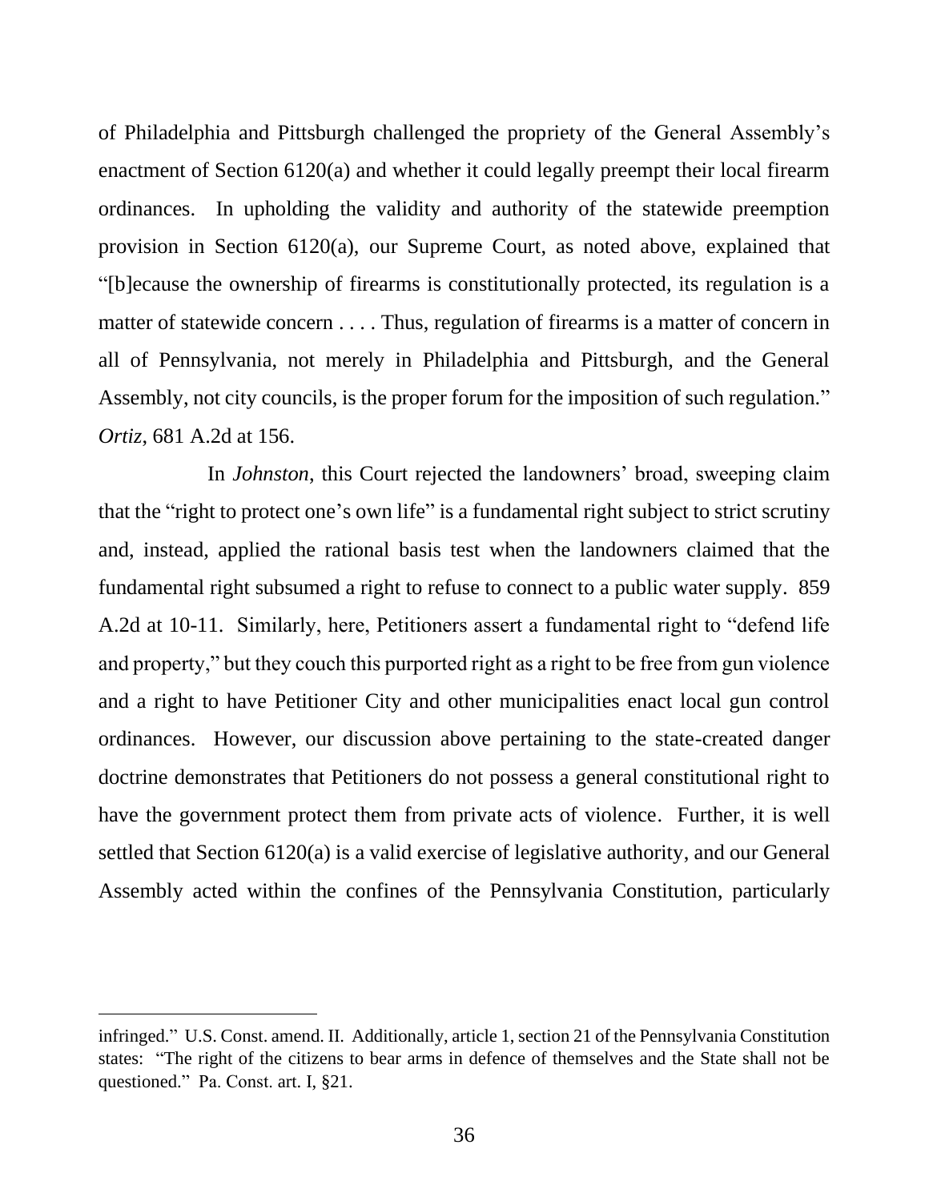of Philadelphia and Pittsburgh challenged the propriety of the General Assembly's enactment of Section 6120(a) and whether it could legally preempt their local firearm ordinances. In upholding the validity and authority of the statewide preemption provision in Section 6120(a), our Supreme Court, as noted above, explained that "[b]ecause the ownership of firearms is constitutionally protected, its regulation is a matter of statewide concern . . . . Thus, regulation of firearms is a matter of concern in all of Pennsylvania, not merely in Philadelphia and Pittsburgh, and the General Assembly, not city councils, is the proper forum for the imposition of such regulation." *Ortiz*, 681 A.2d at 156.

In *Johnston*, this Court rejected the landowners' broad, sweeping claim that the "right to protect one's own life" is a fundamental right subject to strict scrutiny and, instead, applied the rational basis test when the landowners claimed that the fundamental right subsumed a right to refuse to connect to a public water supply. 859 A.2d at 10-11. Similarly, here, Petitioners assert a fundamental right to "defend life and property," but they couch this purported right as a right to be free from gun violence and a right to have Petitioner City and other municipalities enact local gun control ordinances. However, our discussion above pertaining to the state-created danger doctrine demonstrates that Petitioners do not possess a general constitutional right to have the government protect them from private acts of violence. Further, it is well settled that Section 6120(a) is a valid exercise of legislative authority, and our General Assembly acted within the confines of the Pennsylvania Constitution, particularly

---

infringed." U.S. Const. amend. II. Additionally, article 1, section 21 of the Pennsylvania Constitution states: "The right of the citizens to bear arms in defence of themselves and the State shall not be questioned." Pa. Const. art. I, §21.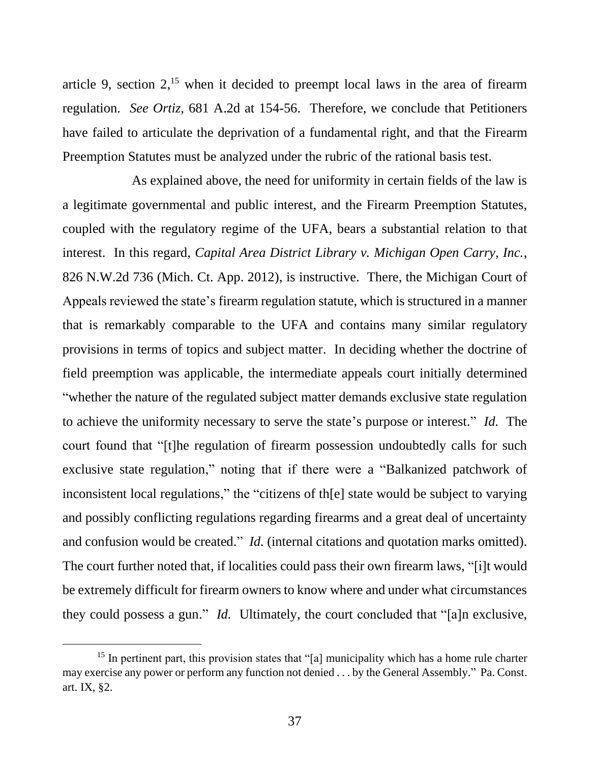article 9, section 2,[15] when it decided to preempt local laws in the area of firearm regulation. *See Ortiz*, 681 A.2d at 154-56. Therefore, we conclude that Petitioners have failed to articulate the deprivation of a fundamental right, and that the Firearm Preemption Statutes must be analyzed under the rubric of the rational basis test.

As explained above, the need for uniformity in certain fields of the law is a legitimate governmental and public interest, and the Firearm Preemption Statutes, coupled with the regulatory regime of the UFA, bears a substantial relation to that interest. In this regard, *Capital Area District Library v. Michigan Open Carry, Inc.*, 826 N.W.2d 736 (Mich. Ct. App. 2012), is instructive. There, the Michigan Court of Appeals reviewed the state's firearm regulation statute, which is structured in a manner that is remarkably comparable to the UFA and contains many similar regulatory provisions in terms of topics and subject matter. In deciding whether the doctrine of field preemption was applicable, the intermediate appeals court initially determined "whether the nature of the regulated subject matter demands exclusive state regulation to achieve the uniformity necessary to serve the state's purpose or interest." *Id.* The court found that "[t]he regulation of firearm possession undoubtedly calls for such exclusive state regulation," noting that if there were a "Balkanized patchwork of inconsistent local regulations," the "citizens of th[e] state would be subject to varying and possibly conflicting regulations regarding firearms and a great deal of uncertainty and confusion would be created." *Id.* (internal citations and quotation marks omitted). The court further noted that, if localities could pass their own firearm laws, "[i]t would be extremely difficult for firearm owners to know where and under what circumstances they could possess a gun." *Id.* Ultimately, the court concluded that "[a]n exclusive,

[15] In pertinent part, this provision states that "[a] municipality which has a home rule charter may exercise any power or perform any function not denied . . . by the General Assembly." Pa. Const. art. IX, §2.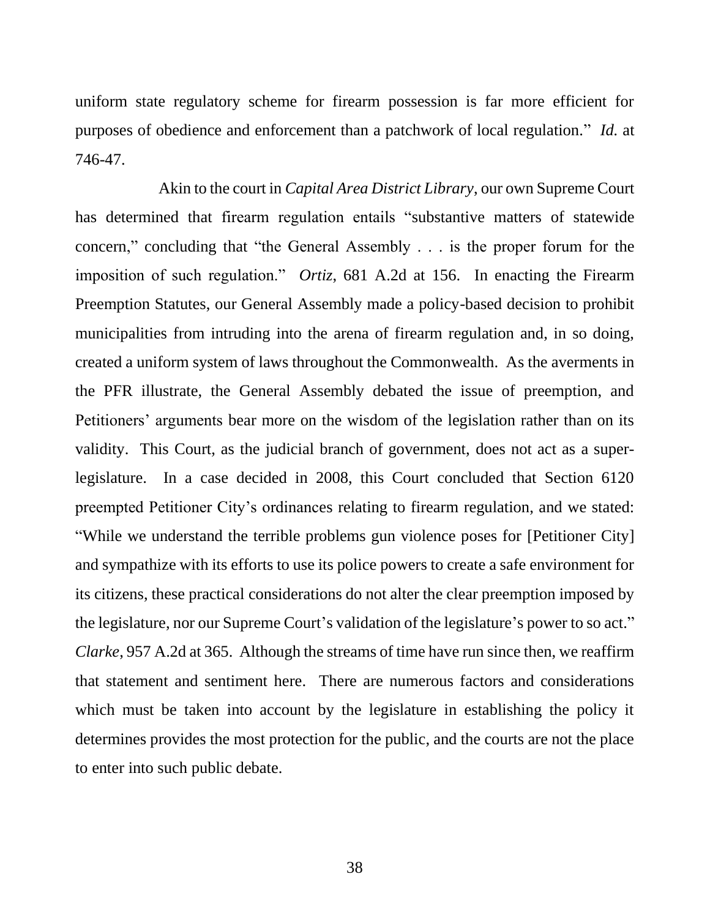uniform state regulatory scheme for firearm possession is far more efficient for purposes of obedience and enforcement than a patchwork of local regulation." *Id.* at 746-47.

Akin to the court in *Capital Area District Library*, our own Supreme Court has determined that firearm regulation entails "substantive matters of statewide concern," concluding that "the General Assembly . . . is the proper forum for the imposition of such regulation." *Ortiz*, 681 A.2d at 156. In enacting the Firearm Preemption Statutes, our General Assembly made a policy-based decision to prohibit municipalities from intruding into the arena of firearm regulation and, in so doing, created a uniform system of laws throughout the Commonwealth. As the averments in the PFR illustrate, the General Assembly debated the issue of preemption, and Petitioners' arguments bear more on the wisdom of the legislation rather than on its validity. This Court, as the judicial branch of government, does not act as a super-legislature. In a case decided in 2008, this Court concluded that Section 6120 preempted Petitioner City's ordinances relating to firearm regulation, and we stated: "While we understand the terrible problems gun violence poses for [Petitioner City] and sympathize with its efforts to use its police powers to create a safe environment for its citizens, these practical considerations do not alter the clear preemption imposed by the legislature, nor our Supreme Court's validation of the legislature's power to so act." *Clarke*, 957 A.2d at 365. Although the streams of time have run since then, we reaffirm that statement and sentiment here. There are numerous factors and considerations which must be taken into account by the legislature in establishing the policy it determines provides the most protection for the public, and the courts are not the place to enter into such public debate.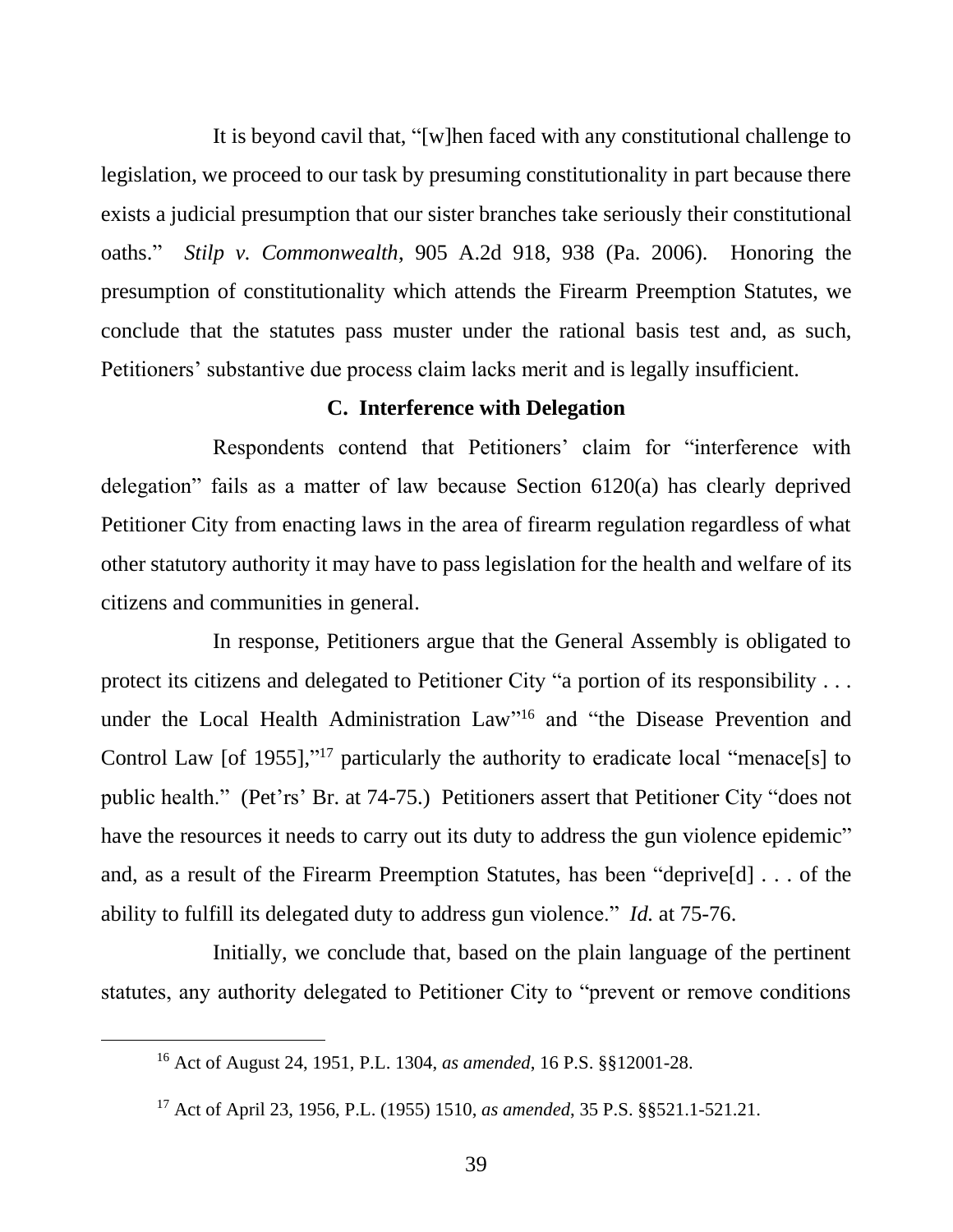It is beyond cavil that, "[w]hen faced with any constitutional challenge to legislation, we proceed to our task by presuming constitutionality in part because there exists a judicial presumption that our sister branches take seriously their constitutional oaths." *Stilp v. Commonwealth*, 905 A.2d 918, 938 (Pa. 2006). Honoring the presumption of constitutionality which attends the Firearm Preemption Statutes, we conclude that the statutes pass muster under the rational basis test and, as such, Petitioners' substantive due process claim lacks merit and is legally insufficient.

**C. Interference with Delegation**

Respondents contend that Petitioners' claim for "interference with delegation" fails as a matter of law because Section 6120(a) has clearly deprived Petitioner City from enacting laws in the area of firearm regulation regardless of what other statutory authority it may have to pass legislation for the health and welfare of its citizens and communities in general.

In response, Petitioners argue that the General Assembly is obligated to protect its citizens and delegated to Petitioner City "a portion of its responsibility . . . under the Local Health Administration Law"[16] and "the Disease Prevention and Control Law [of 1955],"[17] particularly the authority to eradicate local "menace[s] to public health." (Pet'rs' Br. at 74-75.) Petitioners assert that Petitioner City "does not have the resources it needs to carry out its duty to address the gun violence epidemic" and, as a result of the Firearm Preemption Statutes, has been "deprive[d] . . . of the ability to fulfill its delegated duty to address gun violence." *Id.* at 75-76.

Initially, we conclude that, based on the plain language of the pertinent statutes, any authority delegated to Petitioner City to "prevent or remove conditions

[16] Act of August 24, 1951, P.L. 1304, *as amended*, 16 P.S. §§12001-28.

[17] Act of April 23, 1956, P.L. (1955) 1510, *as amended*, 35 P.S. §§521.1-521.21.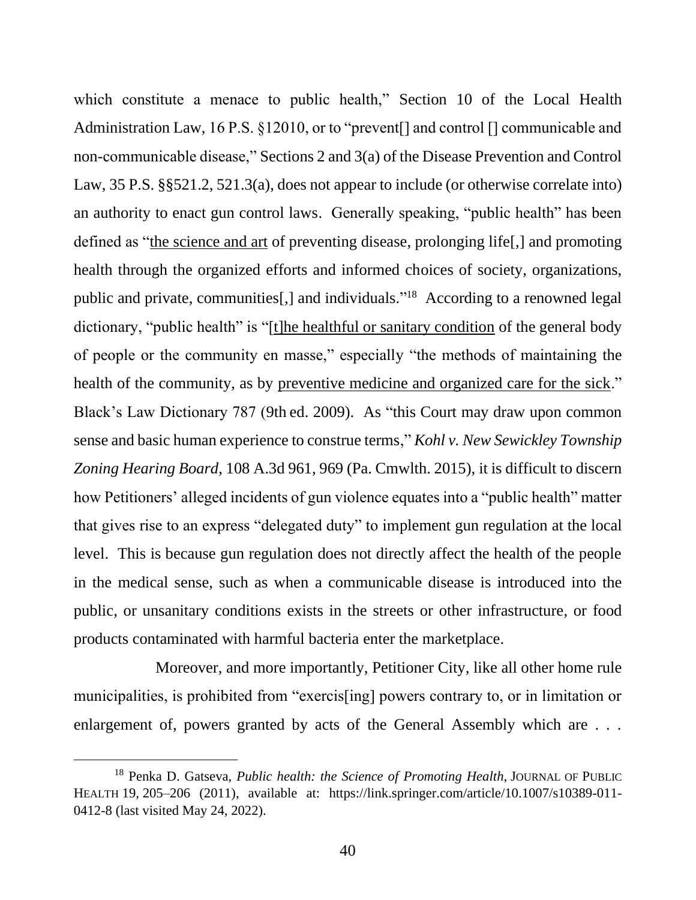which constitute a menace to public health," Section 10 of the Local Health Administration Law, 16 P.S. §12010, or to "prevent[] and control [] communicable and non-communicable disease," Sections 2 and 3(a) of the Disease Prevention and Control Law, 35 P.S. §§521.2, 521.3(a), does not appear to include (or otherwise correlate into) an authority to enact gun control laws. Generally speaking, "public health" has been defined as "<u>the science and art</u> of preventing disease, prolonging life[,] and promoting health through the organized efforts and informed choices of society, organizations, public and private, communities[,] and individuals."[18] According to a renowned legal dictionary, "public health" is "<u>[t]he healthful or sanitary condition</u> of the general body of people or the community en masse," especially "the methods of maintaining the health of the community, as by <u>preventive medicine and organized care for the sick</u>." Black's Law Dictionary 787 (9th ed. 2009). As "this Court may draw upon common sense and basic human experience to construe terms," *Kohl v. New Sewickley Township Zoning Hearing Board*, 108 A.3d 961, 969 (Pa. Cmwlth. 2015), it is difficult to discern how Petitioners' alleged incidents of gun violence equates into a "public health" matter that gives rise to an express "delegated duty" to implement gun regulation at the local level. This is because gun regulation does not directly affect the health of the people in the medical sense, such as when a communicable disease is introduced into the public, or unsanitary conditions exists in the streets or other infrastructure, or food products contaminated with harmful bacteria enter the marketplace.

Moreover, and more importantly, Petitioner City, like all other home rule municipalities, is prohibited from "exercis[ing] powers contrary to, or in limitation or enlargement of, powers granted by acts of the General Assembly which are . . .

---

[18] Penka D. Gatseva, *Public health: the Science of Promoting Health*, JOURNAL OF PUBLIC HEALTH 19, 205–206 (2011), available at: https://link.springer.com/article/10.1007/s10389-011-0412-8 (last visited May 24, 2022).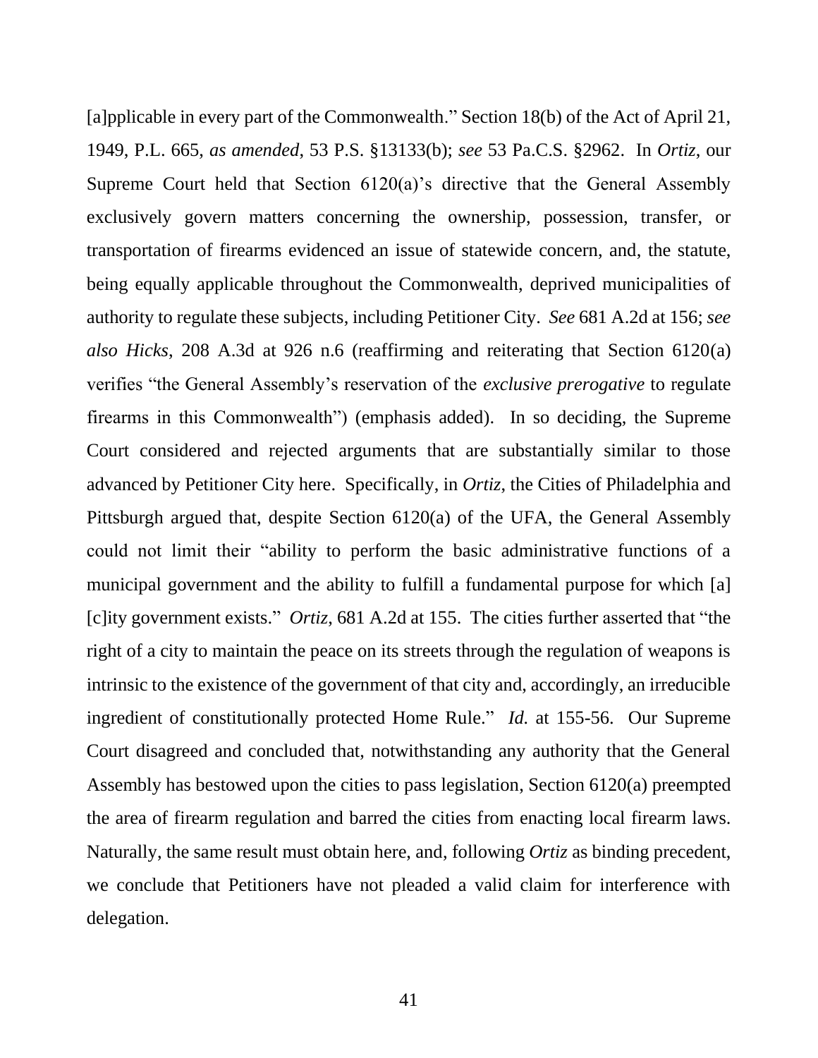[a]pplicable in every part of the Commonwealth." Section 18(b) of the Act of April 21, 1949, P.L. 665, *as amended*, 53 P.S. §13133(b); *see* 53 Pa.C.S. §2962. In *Ortiz*, our Supreme Court held that Section 6120(a)'s directive that the General Assembly exclusively govern matters concerning the ownership, possession, transfer, or transportation of firearms evidenced an issue of statewide concern, and, the statute, being equally applicable throughout the Commonwealth, deprived municipalities of authority to regulate these subjects, including Petitioner City. *See* 681 A.2d at 156; *see also Hicks*, 208 A.3d at 926 n.6 (reaffirming and reiterating that Section 6120(a) verifies "the General Assembly's reservation of the *exclusive prerogative* to regulate firearms in this Commonwealth") (emphasis added). In so deciding, the Supreme Court considered and rejected arguments that are substantially similar to those advanced by Petitioner City here. Specifically, in *Ortiz*, the Cities of Philadelphia and Pittsburgh argued that, despite Section 6120(a) of the UFA, the General Assembly could not limit their "ability to perform the basic administrative functions of a municipal government and the ability to fulfill a fundamental purpose for which [a] [c]ity government exists." *Ortiz*, 681 A.2d at 155. The cities further asserted that "the right of a city to maintain the peace on its streets through the regulation of weapons is intrinsic to the existence of the government of that city and, accordingly, an irreducible ingredient of constitutionally protected Home Rule." *Id.* at 155-56. Our Supreme Court disagreed and concluded that, notwithstanding any authority that the General Assembly has bestowed upon the cities to pass legislation, Section 6120(a) preempted the area of firearm regulation and barred the cities from enacting local firearm laws. Naturally, the same result must obtain here, and, following *Ortiz* as binding precedent, we conclude that Petitioners have not pleaded a valid claim for interference with delegation.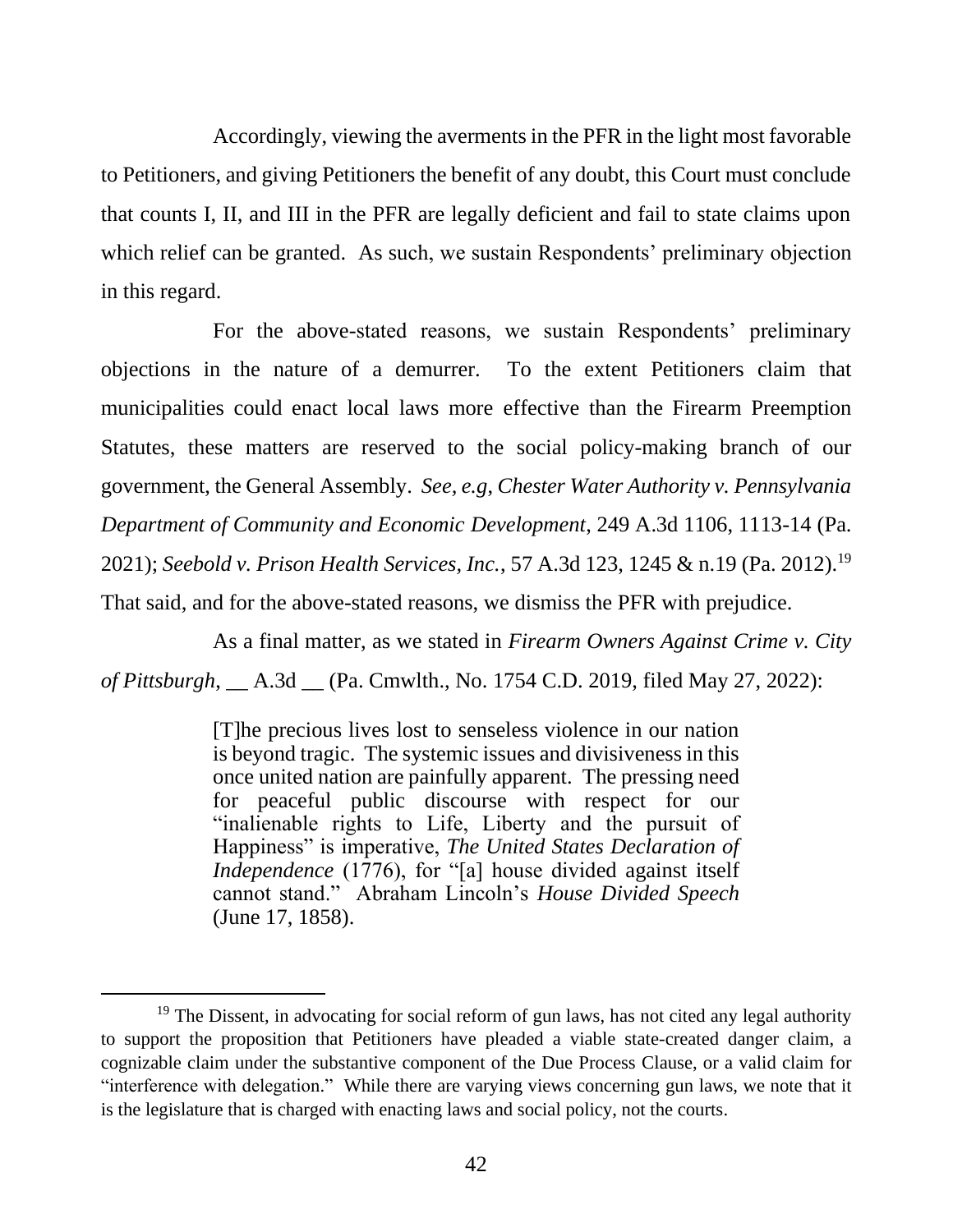Accordingly, viewing the averments in the PFR in the light most favorable to Petitioners, and giving Petitioners the benefit of any doubt, this Court must conclude that counts I, II, and III in the PFR are legally deficient and fail to state claims upon which relief can be granted. As such, we sustain Respondents' preliminary objection in this regard.

For the above-stated reasons, we sustain Respondents' preliminary objections in the nature of a demurrer. To the extent Petitioners claim that municipalities could enact local laws more effective than the Firearm Preemption Statutes, these matters are reserved to the social policy-making branch of our government, the General Assembly. *See, e.g, Chester Water Authority v. Pennsylvania Department of Community and Economic Development*, 249 A.3d 1106, 1113-14 (Pa. 2021); *Seebold v. Prison Health Services, Inc.*, 57 A.3d 123, 1245 & n.19 (Pa. 2012).[19] That said, and for the above-stated reasons, we dismiss the PFR with prejudice.

As a final matter, as we stated in *Firearm Owners Against Crime v. City of Pittsburgh*, \_\_ A.3d \_\_ (Pa. Cmwlth., No. 1754 C.D. 2019, filed May 27, 2022):

> [T]he precious lives lost to senseless violence in our nation is beyond tragic. The systemic issues and divisiveness in this once united nation are painfully apparent. The pressing need for peaceful public discourse with respect for our "inalienable rights to Life, Liberty and the pursuit of Happiness" is imperative, *The United States Declaration of Independence* (1776), for "[a] house divided against itself cannot stand." Abraham Lincoln's *House Divided Speech* (June 17, 1858).

---

[19] The Dissent, in advocating for social reform of gun laws, has not cited any legal authority to support the proposition that Petitioners have pleaded a viable state-created danger claim, a cognizable claim under the substantive component of the Due Process Clause, or a valid claim for "interference with delegation." While there are varying views concerning gun laws, we note that it is the legislature that is charged with enacting laws and social policy, not the courts.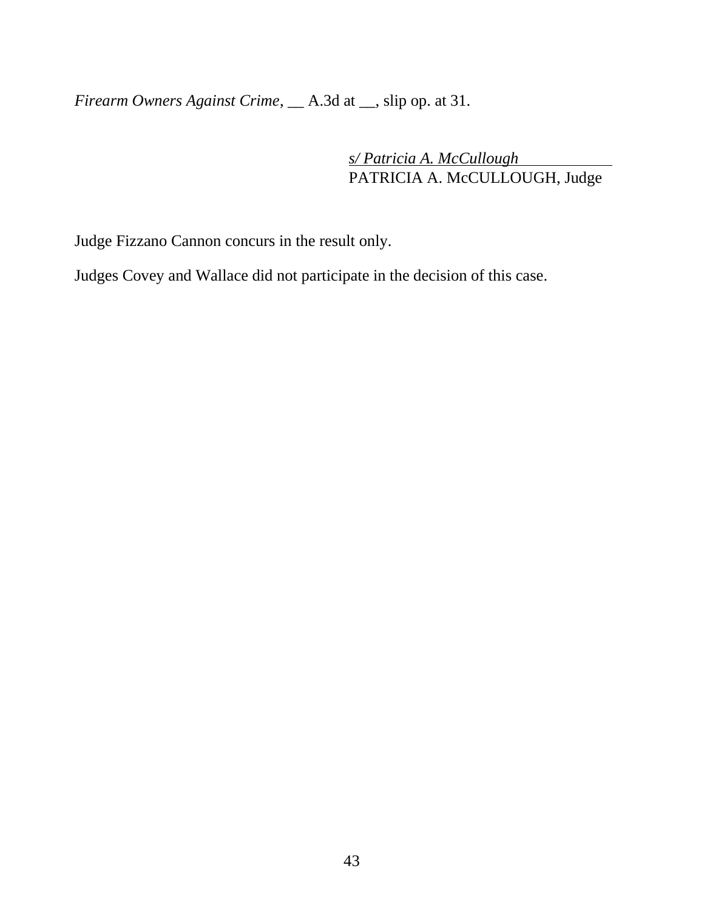*Firearm Owners Against Crime*, __ A.3d at __, slip op. at 31.

*s/ Patricia A. McCullough*
PATRICIA A. McCULLOUGH, Judge

Judge Fizzano Cannon concurs in the result only.

Judges Covey and Wallace did not participate in the decision of this case.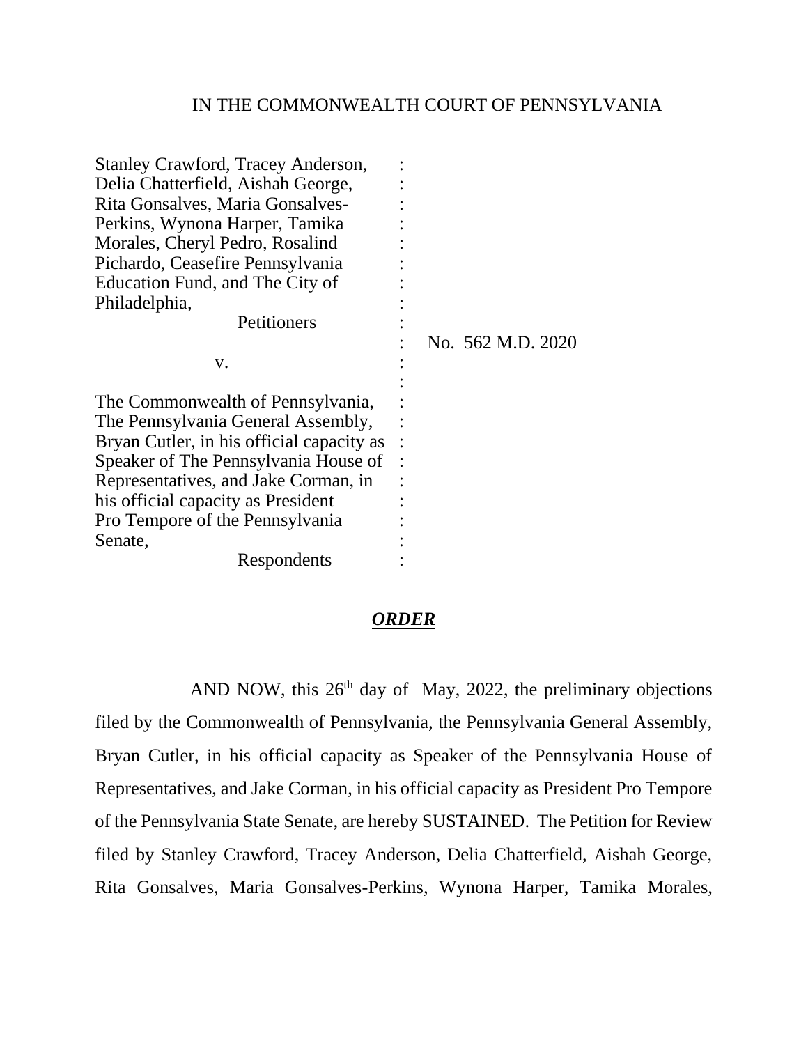IN THE COMMONWEALTH COURT OF PENNSYLVANIA

| | | |
|---|---|---|
| Stanley Crawford, Tracey Anderson, Delia Chatterfield, Aishah George, Rita Gonsalves, Maria Gonsalves-Perkins, Wynona Harper, Tamika Morales, Cheryl Pedro, Rosalind Pichardo, Ceasefire Pennsylvania Education Fund, and The City of Philadelphia, Petitioners | : | |
| v. | : | No. 562 M.D. 2020 |
| The Commonwealth of Pennsylvania, The Pennsylvania General Assembly, Bryan Cutler, in his official capacity as Speaker of The Pennsylvania House of Representatives, and Jake Corman, in his official capacity as President Pro Tempore of the Pennsylvania Senate, Respondents | : | |

## ***ORDER***

AND NOW, this 26th day of May, 2022, the preliminary objections filed by the Commonwealth of Pennsylvania, the Pennsylvania General Assembly, Bryan Cutler, in his official capacity as Speaker of the Pennsylvania House of Representatives, and Jake Corman, in his official capacity as President Pro Tempore of the Pennsylvania State Senate, are hereby SUSTAINED. The Petition for Review filed by Stanley Crawford, Tracey Anderson, Delia Chatterfield, Aishah George, Rita Gonsalves, Maria Gonsalves-Perkins, Wynona Harper, Tamika Morales,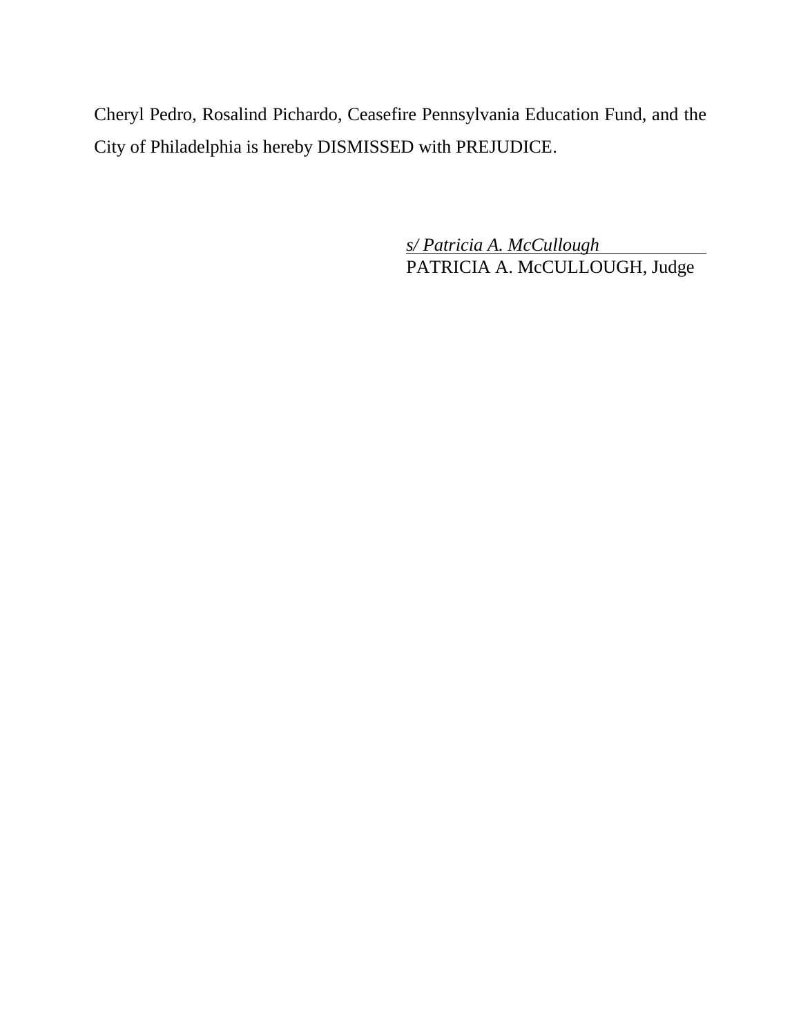Cheryl Pedro, Rosalind Pichardo, Ceasefire Pennsylvania Education Fund, and the City of Philadelphia is hereby DISMISSED with PREJUDICE.

*s/ Patricia A. McCullough*
PATRICIA A. McCULLOUGH, Judge